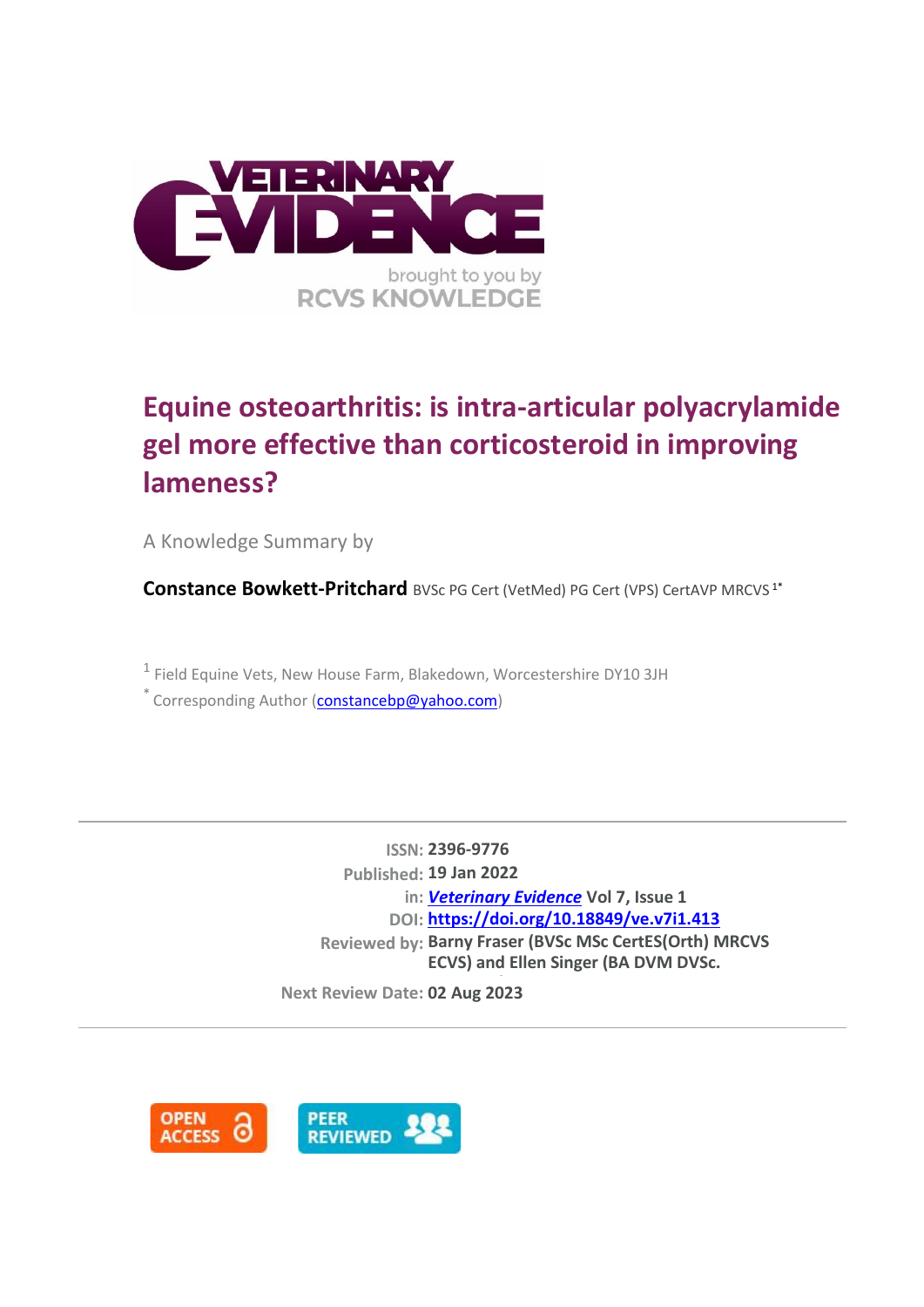# Equine osteoarthritis: is intra-articular polyacrylamide gel more effective than corticosteroid in improving lameness?

A Knowledge Summary by

**Constance Bowkett-Pritchard** BVSc PG Cert (VetMed) PG Cert (VPS) CertAVP MRCVS [1*]

[1] Field Equine Vets, New House Farm, Blakedown, Worcestershire DY10 3JH

[*] Corresponding Author (constancebp@yahoo.com)

---

**ISSN:** 2396-9776

**Published:** 19 Jan 2022

**in:** *Veterinary Evidence* Vol 7, Issue 1

**DOI:** https://doi.org/10.18849/ve.v7i1.413

**Reviewed by:** Barny Fraser (BVSc MSc CertES(Orth) MRCVS ECVS) and Ellen Singer (BA DVM DVSc.

**Next Review Date:** 02 Aug 2023

---

OPEN ACCESS

PEER REVIEWED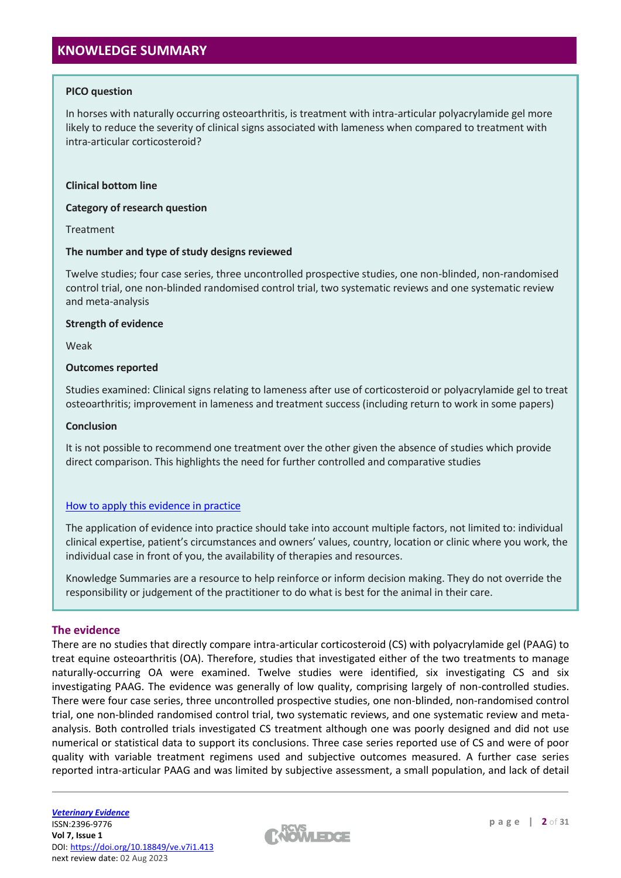## KNOWLEDGE SUMMARY

**PICO question**

In horses with naturally occurring osteoarthritis, is treatment with intra-articular polyacrylamide gel more likely to reduce the severity of clinical signs associated with lameness when compared to treatment with intra-articular corticosteroid?

**Clinical bottom line**

**Category of research question**

Treatment

**The number and type of study designs reviewed**

Twelve studies; four case series, three uncontrolled prospective studies, one non-blinded, non-randomised control trial, one non-blinded randomised control trial, two systematic reviews and one systematic review and meta-analysis

**Strength of evidence**

Weak

**Outcomes reported**

Studies examined: Clinical signs relating to lameness after use of corticosteroid or polyacrylamide gel to treat osteoarthritis; improvement in lameness and treatment success (including return to work in some papers)

**Conclusion**

It is not possible to recommend one treatment over the other given the absence of studies which provide direct comparison. This highlights the need for further controlled and comparative studies

[How to apply this evidence in practice]

The application of evidence into practice should take into account multiple factors, not limited to: individual clinical expertise, patient's circumstances and owners' values, country, location or clinic where you work, the individual case in front of you, the availability of therapies and resources.

Knowledge Summaries are a resource to help reinforce or inform decision making. They do not override the responsibility or judgement of the practitioner to do what is best for the animal in their care.

### The evidence

There are no studies that directly compare intra-articular corticosteroid (CS) with polyacrylamide gel (PAAG) to treat equine osteoarthritis (OA). Therefore, studies that investigated either of the two treatments to manage naturally-occurring OA were examined. Twelve studies were identified, six investigating CS and six investigating PAAG. The evidence was generally of low quality, comprising largely of non-controlled studies. There were four case series, three uncontrolled prospective studies, one non-blinded, non-randomised control trial, one non-blinded randomised control trial, two systematic reviews, and one systematic review and meta-analysis. Both controlled trials investigated CS treatment although one was poorly designed and did not use numerical or statistical data to support its conclusions. Three case series reported use of CS and were of poor quality with variable treatment regimens used and subjective outcomes measured. A further case series reported intra-articular PAAG and was limited by subjective assessment, a small population, and lack of detail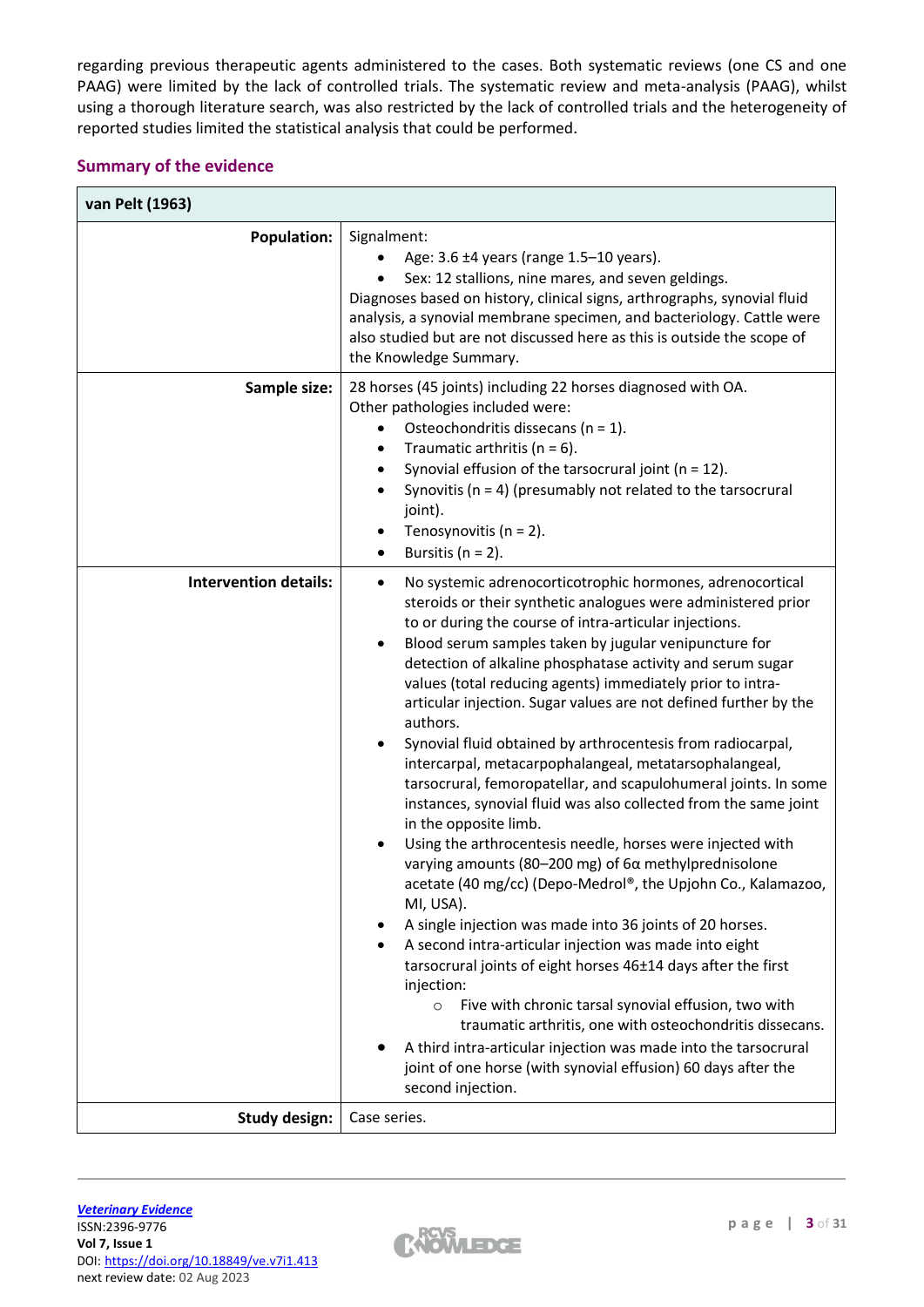regarding previous therapeutic agents administered to the cases. Both systematic reviews (one CS and one PAAG) were limited by the lack of controlled trials. The systematic review and meta-analysis (PAAG), whilst using a thorough literature search, was also restricted by the lack of controlled trials and the heterogeneity of reported studies limited the statistical analysis that could be performed.

## Summary of the evidence

| **van Pelt (1963)** | |
|---|---|
| **Population:** | Signalment:<br>• Age: 3.6 ±4 years (range 1.5–10 years).<br>• Sex: 12 stallions, nine mares, and seven geldings.<br>Diagnoses based on history, clinical signs, arthrographs, synovial fluid analysis, a synovial membrane specimen, and bacteriology. Cattle were also studied but are not discussed here as this is outside the scope of the Knowledge Summary. |
| **Sample size:** | 28 horses (45 joints) including 22 horses diagnosed with OA.<br>Other pathologies included were:<br>• Osteochondritis dissecans (n = 1).<br>• Traumatic arthritis (n = 6).<br>• Synovial effusion of the tarsocrural joint (n = 12).<br>• Synovitis (n = 4) (presumably not related to the tarsocrural joint).<br>• Tenosynovitis (n = 2).<br>• Bursitis (n = 2). |
| **Intervention details:** | • No systemic adrenocorticotrophic hormones, adrenocortical steroids or their synthetic analogues were administered prior to or during the course of intra-articular injections.<br>• Blood serum samples taken by jugular venipuncture for detection of alkaline phosphatase activity and serum sugar values (total reducing agents) immediately prior to intra-articular injection. Sugar values are not defined further by the authors.<br>• Synovial fluid obtained by arthrocentesis from radiocarpal, intercarpal, metacarpophalangeal, metatarsophalangeal, tarsocrural, femoropatellar, and scapulohumeral joints. In some instances, synovial fluid was also collected from the same joint in the opposite limb.<br>• Using the arthrocentesis needle, horses were injected with varying amounts (80–200 mg) of 6α methylprednisolone acetate (40 mg/cc) (Depo-Medrol®, the Upjohn Co., Kalamazoo, MI, USA).<br>• A single injection was made into 36 joints of 20 horses.<br>• A second intra-articular injection was made into eight tarsocrural joints of eight horses 46±14 days after the first injection:<br>&nbsp;&nbsp;&nbsp;&nbsp;○ Five with chronic tarsal synovial effusion, two with traumatic arthritis, one with osteochondritis dissecans.<br>• A third intra-articular injection was made into the tarsocrural joint of one horse (with synovial effusion) 60 days after the second injection. |
| **Study design:** | Case series. |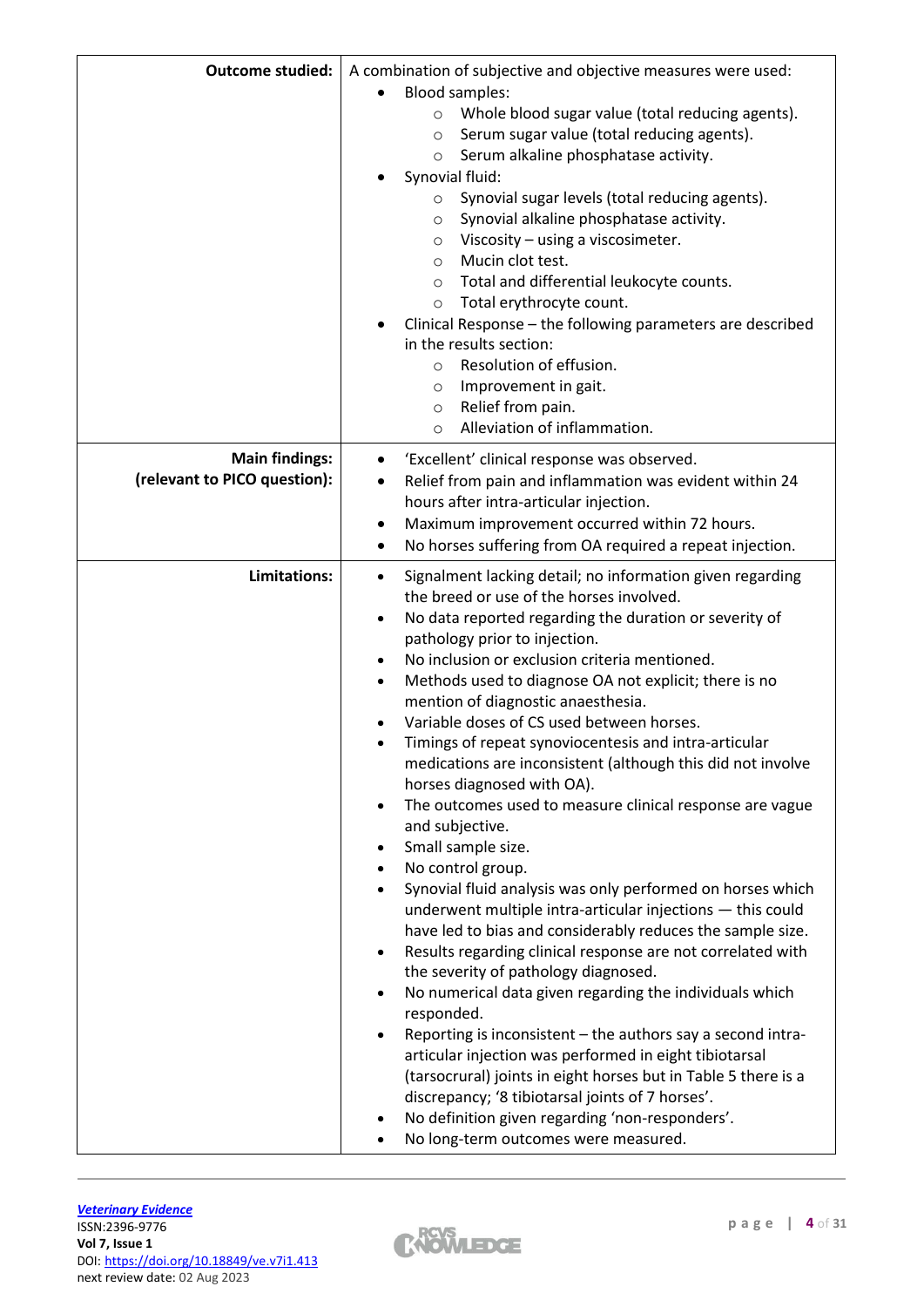| | |
|---|---|
| **Outcome studied:** | A combination of subjective and objective measures were used:<br>• Blood samples:<br>  ○ Whole blood sugar value (total reducing agents).<br>  ○ Serum sugar value (total reducing agents).<br>  ○ Serum alkaline phosphatase activity.<br>• Synovial fluid:<br>  ○ Synovial sugar levels (total reducing agents).<br>  ○ Synovial alkaline phosphatase activity.<br>  ○ Viscosity – using a viscosimeter.<br>  ○ Mucin clot test.<br>  ○ Total and differential leukocyte counts.<br>  ○ Total erythrocyte count.<br>• Clinical Response – the following parameters are described in the results section:<br>  ○ Resolution of effusion.<br>  ○ Improvement in gait.<br>  ○ Relief from pain.<br>  ○ Alleviation of inflammation. |
| **Main findings:**<br>**(relevant to PICO question):** | • 'Excellent' clinical response was observed.<br>• Relief from pain and inflammation was evident within 24 hours after intra-articular injection.<br>• Maximum improvement occurred within 72 hours.<br>• No horses suffering from OA required a repeat injection. |
| **Limitations:** | • Signalment lacking detail; no information given regarding the breed or use of the horses involved.<br>• No data reported regarding the duration or severity of pathology prior to injection.<br>• No inclusion or exclusion criteria mentioned.<br>• Methods used to diagnose OA not explicit; there is no mention of diagnostic anaesthesia.<br>• Variable doses of CS used between horses.<br>• Timings of repeat synoviocentesis and intra-articular medications are inconsistent (although this did not involve horses diagnosed with OA).<br>• The outcomes used to measure clinical response are vague and subjective.<br>• Small sample size.<br>• No control group.<br>• Synovial fluid analysis was only performed on horses which underwent multiple intra-articular injections — this could have led to bias and considerably reduces the sample size.<br>• Results regarding clinical response are not correlated with the severity of pathology diagnosed.<br>• No numerical data given regarding the individuals which responded.<br>• Reporting is inconsistent – the authors say a second intra-articular injection was performed in eight tibiotarsal (tarsocrural) joints in eight horses but in Table 5 there is a discrepancy; '8 tibiotarsal joints of 7 horses'.<br>• No definition given regarding 'non-responders'.<br>• No long-term outcomes were measured. |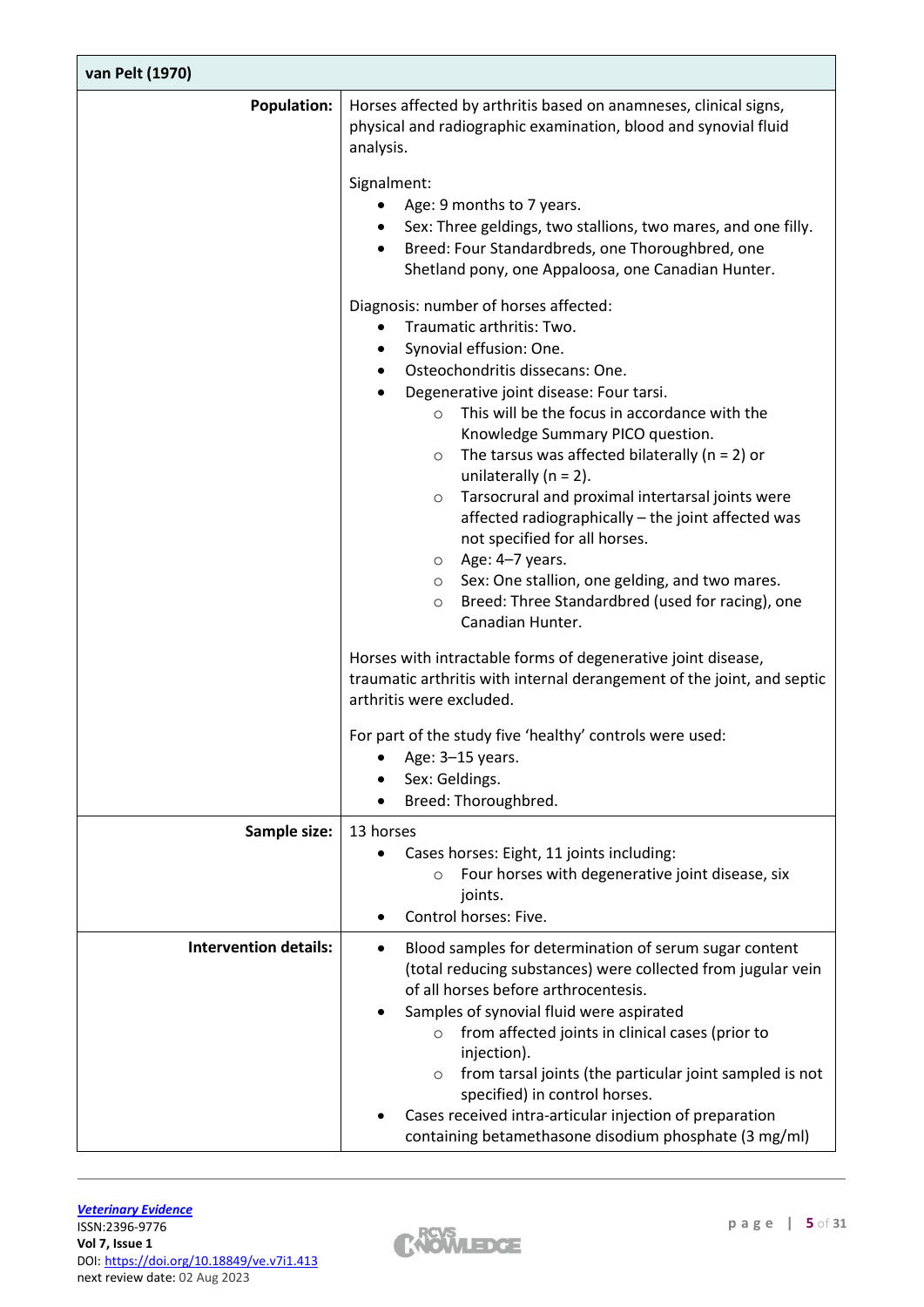| van Pelt (1970) | |
|---|---|
| **Population:** | Horses affected by arthritis based on anamneses, clinical signs, physical and radiographic examination, blood and synovial fluid analysis.<br><br>Signalment:<br>• Age: 9 months to 7 years.<br>• Sex: Three geldings, two stallions, two mares, and one filly.<br>• Breed: Four Standardbreds, one Thoroughbred, one Shetland pony, one Appaloosa, one Canadian Hunter.<br><br>Diagnosis: number of horses affected:<br>• Traumatic arthritis: Two.<br>• Synovial effusion: One.<br>• Osteochondritis dissecans: One.<br>• Degenerative joint disease: Four tarsi.<br>  ○ This will be the focus in accordance with the Knowledge Summary PICO question.<br>  ○ The tarsus was affected bilaterally (n = 2) or unilaterally (n = 2).<br>  ○ Tarsocrural and proximal intertarsal joints were affected radiographically – the joint affected was not specified for all horses.<br>  ○ Age: 4–7 years.<br>  ○ Sex: One stallion, one gelding, and two mares.<br>  ○ Breed: Three Standardbred (used for racing), one Canadian Hunter.<br><br>Horses with intractable forms of degenerative joint disease, traumatic arthritis with internal derangement of the joint, and septic arthritis were excluded.<br><br>For part of the study five 'healthy' controls were used:<br>• Age: 3–15 years.<br>• Sex: Geldings.<br>• Breed: Thoroughbred. |
| **Sample size:** | 13 horses<br>• Cases horses: Eight, 11 joints including:<br>  ○ Four horses with degenerative joint disease, six joints.<br>• Control horses: Five. |
| **Intervention details:** | • Blood samples for determination of serum sugar content (total reducing substances) were collected from jugular vein of all horses before arthrocentesis.<br>• Samples of synovial fluid were aspirated<br>  ○ from affected joints in clinical cases (prior to injection).<br>  ○ from tarsal joints (the particular joint sampled is not specified) in control horses.<br>• Cases received intra-articular injection of preparation containing betamethasone disodium phosphate (3 mg/ml) |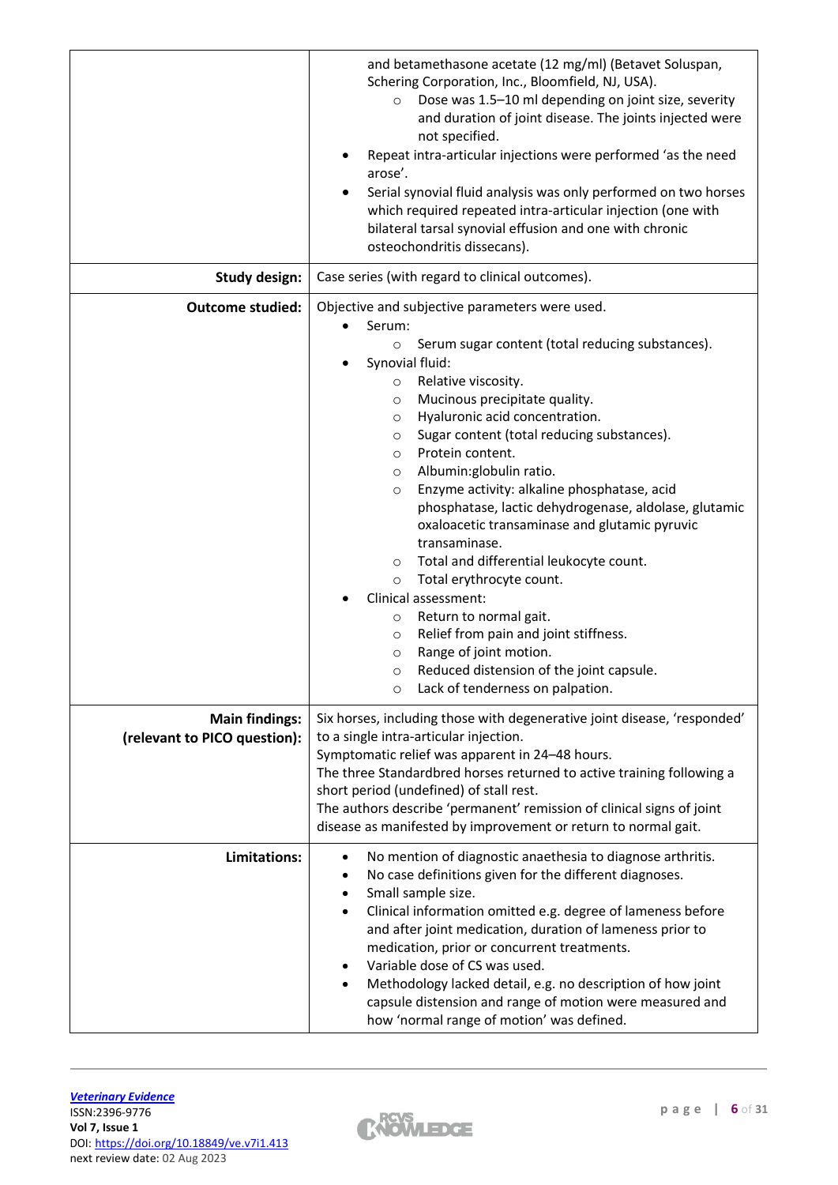| | |
|---|---|
| | and betamethasone acetate (12 mg/ml) (Betavet Soluspan, Schering Corporation, Inc., Bloomfield, NJ, USA).<br>  ○ Dose was 1.5–10 ml depending on joint size, severity and duration of joint disease. The joints injected were not specified.<br>• Repeat intra-articular injections were performed 'as the need arose'.<br>• Serial synovial fluid analysis was only performed on two horses which required repeated intra-articular injection (one with bilateral tarsal synovial effusion and one with chronic osteochondritis dissecans). |
| **Study design:** | Case series (with regard to clinical outcomes). |
| **Outcome studied:** | Objective and subjective parameters were used.<br>• Serum:<br>  ○ Serum sugar content (total reducing substances).<br>• Synovial fluid:<br>  ○ Relative viscosity.<br>  ○ Mucinous precipitate quality.<br>  ○ Hyaluronic acid concentration.<br>  ○ Sugar content (total reducing substances).<br>  ○ Protein content.<br>  ○ Albumin:globulin ratio.<br>  ○ Enzyme activity: alkaline phosphatase, acid phosphatase, lactic dehydrogenase, aldolase, glutamic oxaloacetic transaminase and glutamic pyruvic transaminase.<br>  ○ Total and differential leukocyte count.<br>  ○ Total erythrocyte count.<br>• Clinical assessment:<br>  ○ Return to normal gait.<br>  ○ Relief from pain and joint stiffness.<br>  ○ Range of joint motion.<br>  ○ Reduced distension of the joint capsule.<br>  ○ Lack of tenderness on palpation. |
| **Main findings:**<br>**(relevant to PICO question):** | Six horses, including those with degenerative joint disease, 'responded' to a single intra-articular injection.<br>Symptomatic relief was apparent in 24–48 hours.<br>The three Standardbred horses returned to active training following a short period (undefined) of stall rest.<br>The authors describe 'permanent' remission of clinical signs of joint disease as manifested by improvement or return to normal gait. |
| **Limitations:** | • No mention of diagnostic anaesthesia to diagnose arthritis.<br>• No case definitions given for the different diagnoses.<br>• Small sample size.<br>• Clinical information omitted e.g. degree of lameness before and after joint medication, duration of lameness prior to medication, prior or concurrent treatments.<br>• Variable dose of CS was used.<br>• Methodology lacked detail, e.g. no description of how joint capsule distension and range of motion were measured and how 'normal range of motion' was defined. |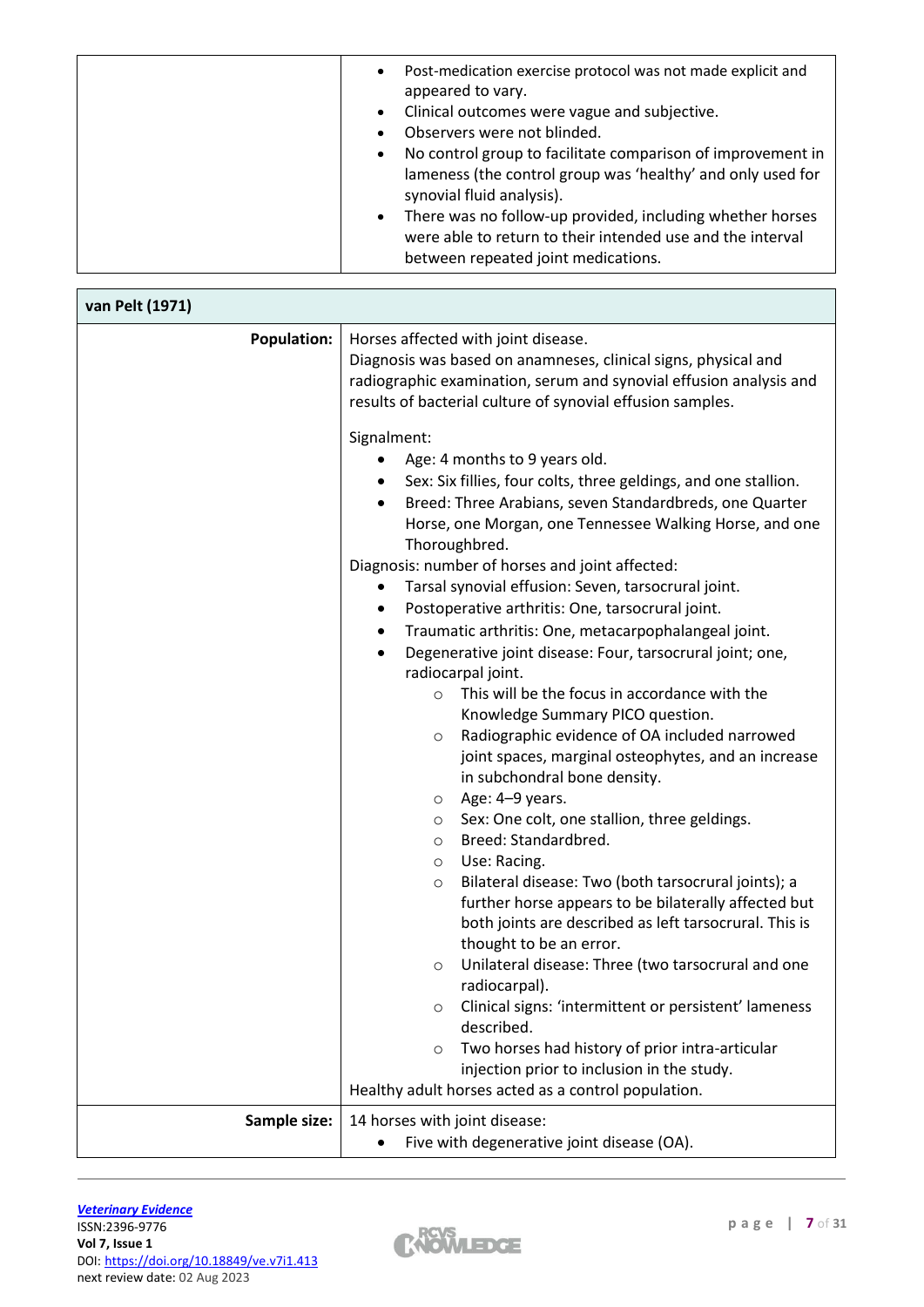| | |
|---|---|
| | - Post-medication exercise protocol was not made explicit and appeared to vary.<br>- Clinical outcomes were vague and subjective.<br>- Observers were not blinded.<br>- No control group to facilitate comparison of improvement in lameness (the control group was 'healthy' and only used for synovial fluid analysis).<br>- There was no follow-up provided, including whether horses were able to return to their intended use and the interval between repeated joint medications. |

| **van Pelt (1971)** | |
|---|---|
| **Population:** | Horses affected with joint disease.<br>Diagnosis was based on anamneses, clinical signs, physical and radiographic examination, serum and synovial effusion analysis and results of bacterial culture of synovial effusion samples.<br><br>Signalment:<br>- Age: 4 months to 9 years old.<br>- Sex: Six fillies, four colts, three geldings, and one stallion.<br>- Breed: Three Arabians, seven Standardbreds, one Quarter Horse, one Morgan, one Tennessee Walking Horse, and one Thoroughbred.<br><br>Diagnosis: number of horses and joint affected:<br>- Tarsal synovial effusion: Seven, tarsocrural joint.<br>- Postoperative arthritis: One, tarsocrural joint.<br>- Traumatic arthritis: One, metacarpophalangeal joint.<br>- Degenerative joint disease: Four, tarsocrural joint; one, radiocarpal joint.<br>&nbsp;&nbsp;&nbsp;&nbsp;○ This will be the focus in accordance with the Knowledge Summary PICO question.<br>&nbsp;&nbsp;&nbsp;&nbsp;○ Radiographic evidence of OA included narrowed joint spaces, marginal osteophytes, and an increase in subchondral bone density.<br>&nbsp;&nbsp;&nbsp;&nbsp;○ Age: 4–9 years.<br>&nbsp;&nbsp;&nbsp;&nbsp;○ Sex: One colt, one stallion, three geldings.<br>&nbsp;&nbsp;&nbsp;&nbsp;○ Breed: Standardbred.<br>&nbsp;&nbsp;&nbsp;&nbsp;○ Use: Racing.<br>&nbsp;&nbsp;&nbsp;&nbsp;○ Bilateral disease: Two (both tarsocrural joints); a further horse appears to be bilaterally affected but both joints are described as left tarsocrural. This is thought to be an error.<br>&nbsp;&nbsp;&nbsp;&nbsp;○ Unilateral disease: Three (two tarsocrural and one radiocarpal).<br>&nbsp;&nbsp;&nbsp;&nbsp;○ Clinical signs: 'intermittent or persistent' lameness described.<br>&nbsp;&nbsp;&nbsp;&nbsp;○ Two horses had history of prior intra-articular injection prior to inclusion in the study.<br><br>Healthy adult horses acted as a control population. |
| **Sample size:** | 14 horses with joint disease:<br>- Five with degenerative joint disease (OA). |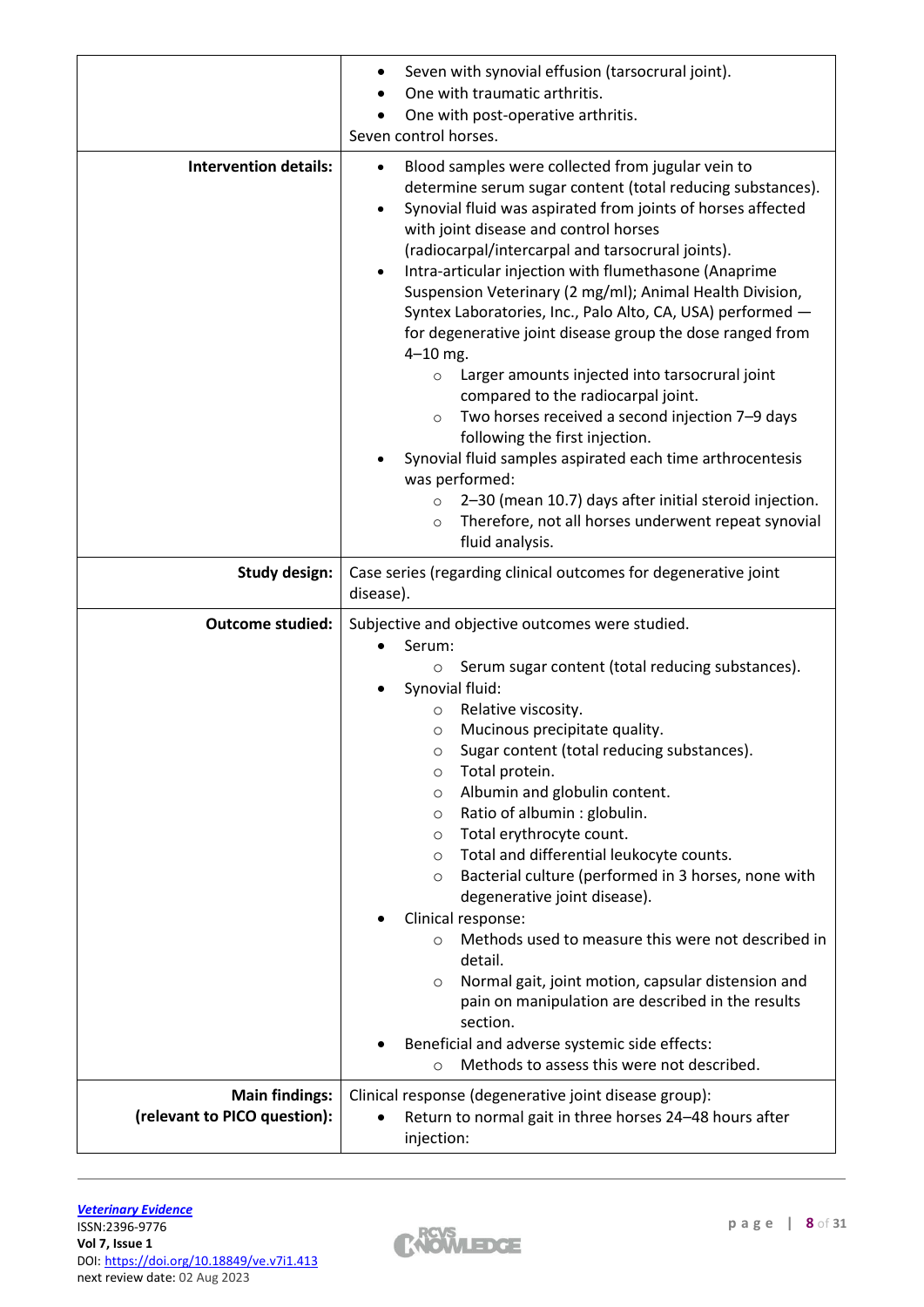| | |
|---|---|
| | <ul><li>Seven with synovial effusion (tarsocrural joint).</li><li>One with traumatic arthritis.</li><li>One with post-operative arthritis.</li></ul>Seven control horses. |
| **Intervention details:** | <ul><li>Blood samples were collected from jugular vein to determine serum sugar content (total reducing substances).</li><li>Synovial fluid was aspirated from joints of horses affected with joint disease and control horses (radiocarpal/intercarpal and tarsocrural joints).</li><li>Intra-articular injection with flumethasone (Anaprime Suspension Veterinary (2 mg/ml); Animal Health Division, Syntex Laboratories, Inc., Palo Alto, CA, USA) performed — for degenerative joint disease group the dose ranged from 4–10 mg.<ul><li>Larger amounts injected into tarsocrural joint compared to the radiocarpal joint.</li><li>Two horses received a second injection 7–9 days following the first injection.</li></ul></li><li>Synovial fluid samples aspirated each time arthrocentesis was performed:<ul><li>2–30 (mean 10.7) days after initial steroid injection.</li><li>Therefore, not all horses underwent repeat synovial fluid analysis.</li></ul></li></ul> |
| **Study design:** | Case series (regarding clinical outcomes for degenerative joint disease). |
| **Outcome studied:** | Subjective and objective outcomes were studied.<ul><li>Serum:<ul><li>Serum sugar content (total reducing substances).</li></ul></li><li>Synovial fluid:<ul><li>Relative viscosity.</li><li>Mucinous precipitate quality.</li><li>Sugar content (total reducing substances).</li><li>Total protein.</li><li>Albumin and globulin content.</li><li>Ratio of albumin : globulin.</li><li>Total erythrocyte count.</li><li>Total and differential leukocyte counts.</li><li>Bacterial culture (performed in 3 horses, none with degenerative joint disease).</li></ul></li><li>Clinical response:<ul><li>Methods used to measure this were not described in detail.</li><li>Normal gait, joint motion, capsular distension and pain on manipulation are described in the results section.</li></ul></li><li>Beneficial and adverse systemic side effects:<ul><li>Methods to assess this were not described.</li></ul></li></ul> |
| **Main findings: (relevant to PICO question):** | Clinical response (degenerative joint disease group):<ul><li>Return to normal gait in three horses 24–48 hours after injection:</li></ul> |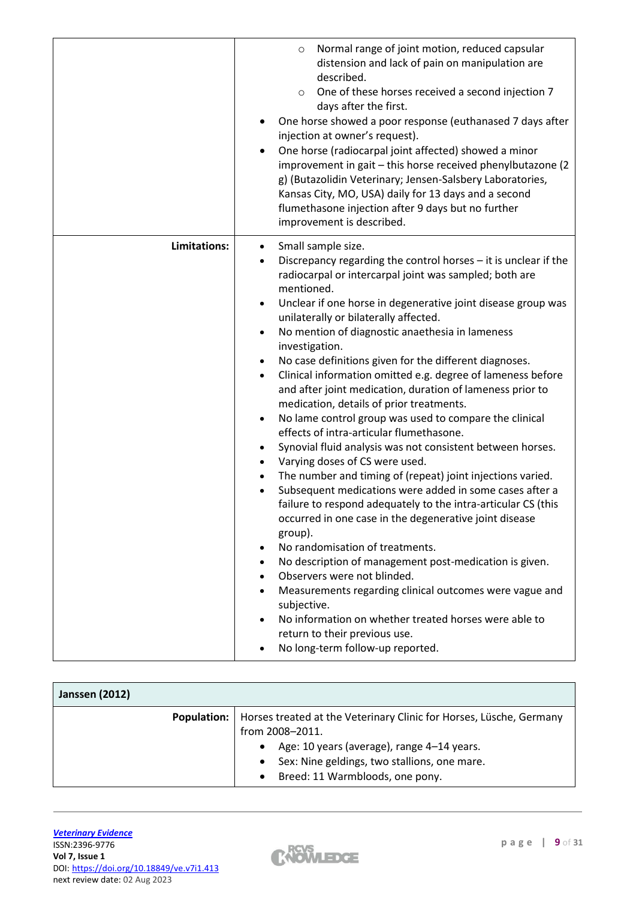| | |
|---|---|
| | ◦ Normal range of joint motion, reduced capsular distension and lack of pain on manipulation are described.<br>◦ One of these horses received a second injection 7 days after the first.<br>• One horse showed a poor response (euthanased 7 days after injection at owner's request).<br>• One horse (radiocarpal joint affected) showed a minor improvement in gait – this horse received phenylbutazone (2 g) (Butazolidin Veterinary; Jensen-Salsbery Laboratories, Kansas City, MO, USA) daily for 13 days and a second flumethasone injection after 9 days but no further improvement is described. |
| **Limitations:** | • Small sample size.<br>• Discrepancy regarding the control horses – it is unclear if the radiocarpal or intercarpal joint was sampled; both are mentioned.<br>• Unclear if one horse in degenerative joint disease group was unilaterally or bilaterally affected.<br>• No mention of diagnostic anaethesia in lameness investigation.<br>• No case definitions given for the different diagnoses.<br>• Clinical information omitted e.g. degree of lameness before and after joint medication, duration of lameness prior to medication, details of prior treatments.<br>• No lame control group was used to compare the clinical effects of intra-articular flumethasone.<br>• Synovial fluid analysis was not consistent between horses.<br>• Varying doses of CS were used.<br>• The number and timing of (repeat) joint injections varied.<br>• Subsequent medications were added in some cases after a failure to respond adequately to the intra-articular CS (this occurred in one case in the degenerative joint disease group).<br>• No randomisation of treatments.<br>• No description of management post-medication is given.<br>• Observers were not blinded.<br>• Measurements regarding clinical outcomes were vague and subjective.<br>• No information on whether treated horses were able to return to their previous use.<br>• No long-term follow-up reported. |

| **Janssen (2012)** | |
|---|---|
| **Population:** | Horses treated at the Veterinary Clinic for Horses, Lüsche, Germany from 2008–2011.<br>• Age: 10 years (average), range 4–14 years.<br>• Sex: Nine geldings, two stallions, one mare.<br>• Breed: 11 Warmbloods, one pony. |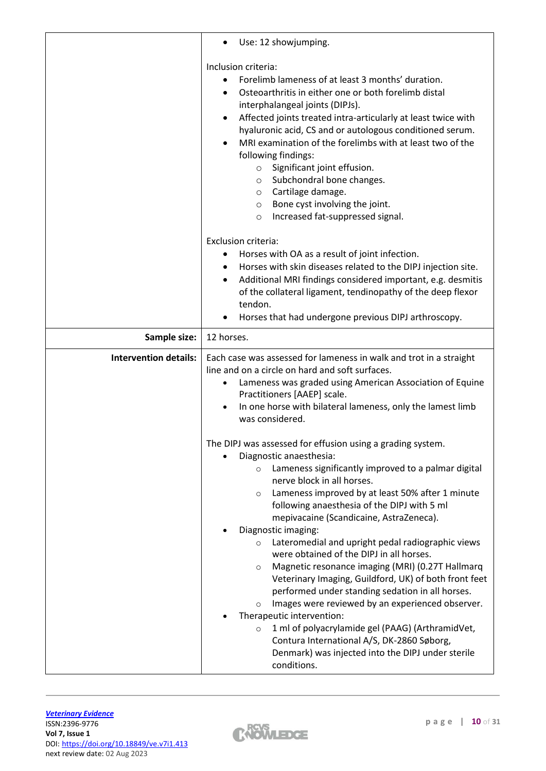| | |
|---|---|
| | • Use: 12 showjumping.<br><br>Inclusion criteria:<br>• Forelimb lameness of at least 3 months' duration.<br>• Osteoarthritis in either one or both forelimb distal interphalangeal joints (DIPJs).<br>• Affected joints treated intra-articularly at least twice with hyaluronic acid, CS and or autologous conditioned serum.<br>• MRI examination of the forelimbs with at least two of the following findings:<br>&nbsp;&nbsp;&nbsp;&nbsp;○ Significant joint effusion.<br>&nbsp;&nbsp;&nbsp;&nbsp;○ Subchondral bone changes.<br>&nbsp;&nbsp;&nbsp;&nbsp;○ Cartilage damage.<br>&nbsp;&nbsp;&nbsp;&nbsp;○ Bone cyst involving the joint.<br>&nbsp;&nbsp;&nbsp;&nbsp;○ Increased fat-suppressed signal.<br><br>Exclusion criteria:<br>• Horses with OA as a result of joint infection.<br>• Horses with skin diseases related to the DIPJ injection site.<br>• Additional MRI findings considered important, e.g. desmitis of the collateral ligament, tendinopathy of the deep flexor tendon.<br>• Horses that had undergone previous DIPJ arthroscopy. |
| **Sample size:** | 12 horses. |
| **Intervention details:** | Each case was assessed for lameness in walk and trot in a straight line and on a circle on hard and soft surfaces.<br>• Lameness was graded using American Association of Equine Practitioners [AAEP] scale.<br>• In one horse with bilateral lameness, only the lamest limb was considered.<br><br>The DIPJ was assessed for effusion using a grading system.<br>• Diagnostic anaesthesia:<br>&nbsp;&nbsp;&nbsp;&nbsp;○ Lameness significantly improved to a palmar digital nerve block in all horses.<br>&nbsp;&nbsp;&nbsp;&nbsp;○ Lameness improved by at least 50% after 1 minute following anaesthesia of the DIPJ with 5 ml mepivacaine (Scandicaine, AstraZeneca).<br>• Diagnostic imaging:<br>&nbsp;&nbsp;&nbsp;&nbsp;○ Lateromedial and upright pedal radiographic views were obtained of the DIPJ in all horses.<br>&nbsp;&nbsp;&nbsp;&nbsp;○ Magnetic resonance imaging (MRI) (0.27T Hallmarq Veterinary Imaging, Guildford, UK) of both front feet performed under standing sedation in all horses.<br>&nbsp;&nbsp;&nbsp;&nbsp;○ Images were reviewed by an experienced observer.<br>• Therapeutic intervention:<br>&nbsp;&nbsp;&nbsp;&nbsp;○ 1 ml of polyacrylamide gel (PAAG) (ArthramidVet, Contura International A/S, DK-2860 Søborg, Denmark) was injected into the DIPJ under sterile conditions. |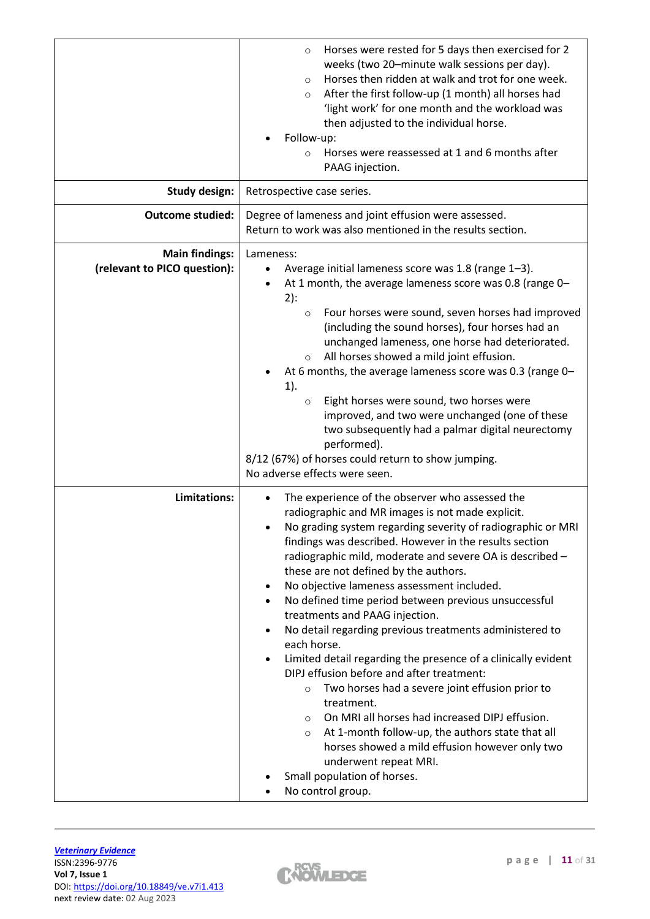| | |
|---:|---|
| | ○ Horses were rested for 5 days then exercised for 2 weeks (two 20–minute walk sessions per day).<br>○ Horses then ridden at walk and trot for one week.<br>○ After the first follow-up (1 month) all horses had 'light work' for one month and the workload was then adjusted to the individual horse.<br>• Follow-up:<br>○ Horses were reassessed at 1 and 6 months after PAAG injection. |
| **Study design:** | Retrospective case series. |
| **Outcome studied:** | Degree of lameness and joint effusion were assessed.<br>Return to work was also mentioned in the results section. |
| **Main findings: (relevant to PICO question):** | Lameness:<br>• Average initial lameness score was 1.8 (range 1–3).<br>• At 1 month, the average lameness score was 0.8 (range 0–2):<br>○ Four horses were sound, seven horses had improved (including the sound horses), four horses had an unchanged lameness, one horse had deteriorated.<br>○ All horses showed a mild joint effusion.<br>• At 6 months, the average lameness score was 0.3 (range 0–1).<br>○ Eight horses were sound, two horses were improved, and two were unchanged (one of these two subsequently had a palmar digital neurectomy performed).<br>8/12 (67%) of horses could return to show jumping.<br>No adverse effects were seen. |
| **Limitations:** | • The experience of the observer who assessed the radiographic and MR images is not made explicit.<br>• No grading system regarding severity of radiographic or MRI findings was described. However in the results section radiographic mild, moderate and severe OA is described – these are not defined by the authors.<br>• No objective lameness assessment included.<br>• No defined time period between previous unsuccessful treatments and PAAG injection.<br>• No detail regarding previous treatments administered to each horse.<br>• Limited detail regarding the presence of a clinically evident DIPJ effusion before and after treatment:<br>○ Two horses had a severe joint effusion prior to treatment.<br>○ On MRI all horses had increased DIPJ effusion.<br>○ At 1-month follow-up, the authors state that all horses showed a mild effusion however only two underwent repeat MRI.<br>• Small population of horses.<br>• No control group. |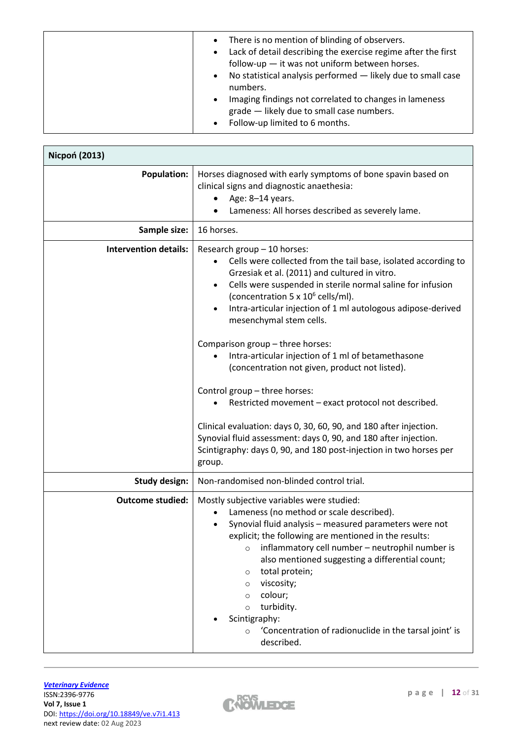| | |
|---|---|
| | • There is no mention of blinding of observers.<br>• Lack of detail describing the exercise regime after the first follow-up — it was not uniform between horses.<br>• No statistical analysis performed — likely due to small case numbers.<br>• Imaging findings not correlated to changes in lameness grade — likely due to small case numbers.<br>• Follow-up limited to 6 months. |

| **Nicpoń (2013)** | |
|---|---|
| **Population:** | Horses diagnosed with early symptoms of bone spavin based on clinical signs and diagnostic anaesthesia:<br>• Age: 8–14 years.<br>• Lameness: All horses described as severely lame. |
| **Sample size:** | 16 horses. |
| **Intervention details:** | Research group – 10 horses:<br>• Cells were collected from the tail base, isolated according to Grzesiak et al. (2011) and cultured in vitro.<br>• Cells were suspended in sterile normal saline for infusion (concentration 5 x $10^6$ cells/ml).<br>• Intra-articular injection of 1 ml autologous adipose-derived mesenchymal stem cells.<br><br>Comparison group – three horses:<br>• Intra-articular injection of 1 ml of betamethasone (concentration not given, product not listed).<br><br>Control group – three horses:<br>• Restricted movement – exact protocol not described.<br><br>Clinical evaluation: days 0, 30, 60, 90, and 180 after injection.<br>Synovial fluid assessment: days 0, 90, and 180 after injection.<br>Scintigraphy: days 0, 90, and 180 post-injection in two horses per group. |
| **Study design:** | Non-randomised non-blinded control trial. |
| **Outcome studied:** | Mostly subjective variables were studied:<br>• Lameness (no method or scale described).<br>• Synovial fluid analysis – measured parameters were not explicit; the following are mentioned in the results:<br>&nbsp;&nbsp;&nbsp;&nbsp;○ inflammatory cell number – neutrophil number is also mentioned suggesting a differential count;<br>&nbsp;&nbsp;&nbsp;&nbsp;○ total protein;<br>&nbsp;&nbsp;&nbsp;&nbsp;○ viscosity;<br>&nbsp;&nbsp;&nbsp;&nbsp;○ colour;<br>&nbsp;&nbsp;&nbsp;&nbsp;○ turbidity.<br>• Scintigraphy:<br>&nbsp;&nbsp;&nbsp;&nbsp;○ 'Concentration of radionuclide in the tarsal joint' is described. |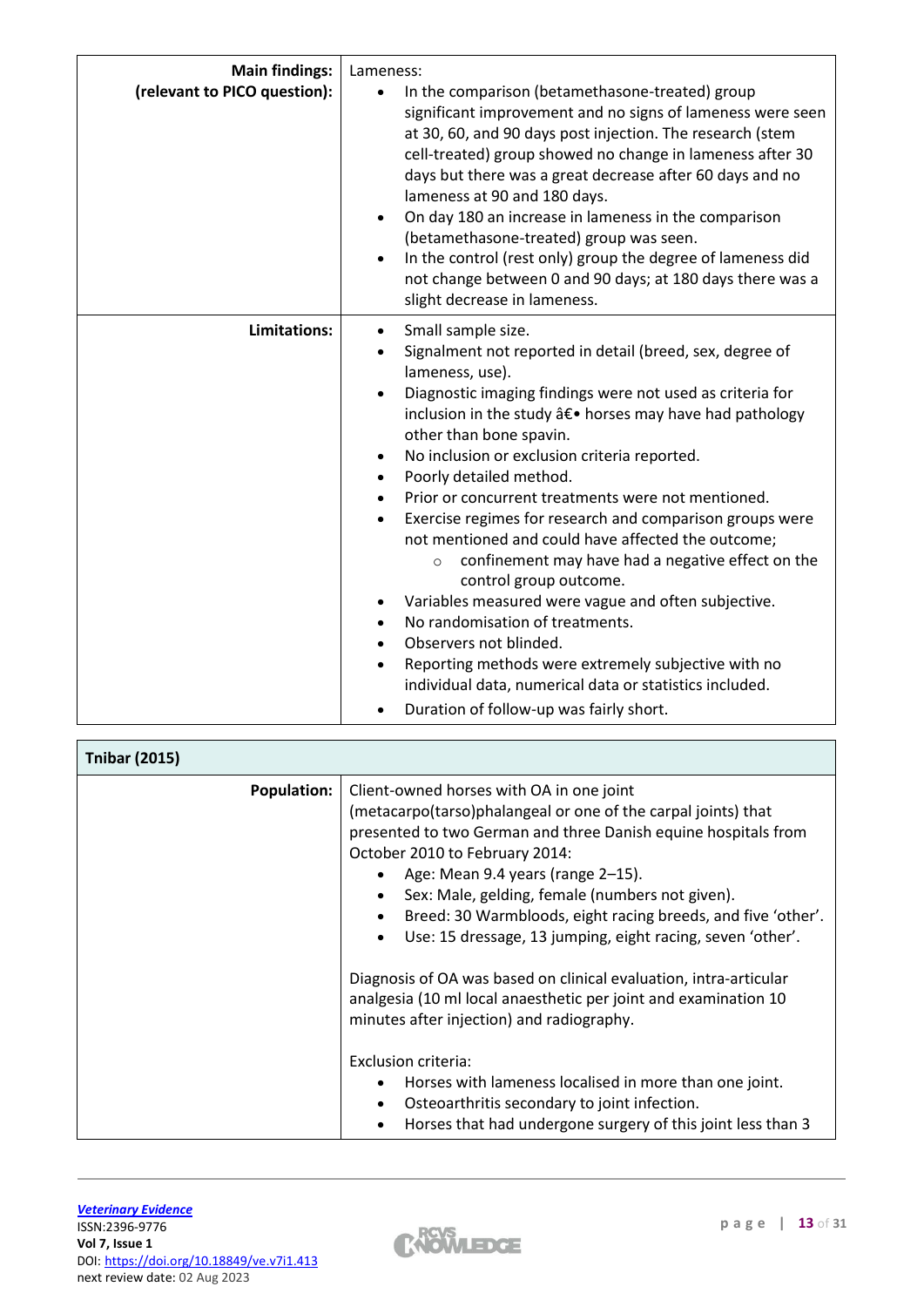| | |
|---|---|
| **Main findings: (relevant to PICO question):** | Lameness:<br>• In the comparison (betamethasone-treated) group significant improvement and no signs of lameness were seen at 30, 60, and 90 days post injection. The research (stem cell-treated) group showed no change in lameness after 30 days but there was a great decrease after 60 days and no lameness at 90 and 180 days.<br>• On day 180 an increase in lameness in the comparison (betamethasone-treated) group was seen.<br>• In the control (rest only) group the degree of lameness did not change between 0 and 90 days; at 180 days there was a slight decrease in lameness. |
| **Limitations:** | • Small sample size.<br>• Signalment not reported in detail (breed, sex, degree of lameness, use).<br>• Diagnostic imaging findings were not used as criteria for inclusion in the study â€• horses may have had pathology other than bone spavin.<br>• No inclusion or exclusion criteria reported.<br>• Poorly detailed method.<br>• Prior or concurrent treatments were not mentioned.<br>• Exercise regimes for research and comparison groups were not mentioned and could have affected the outcome;<br>&nbsp;&nbsp;&nbsp;&nbsp;○ confinement may have had a negative effect on the control group outcome.<br>• Variables measured were vague and often subjective.<br>• No randomisation of treatments.<br>• Observers not blinded.<br>• Reporting methods were extremely subjective with no individual data, numerical data or statistics included.<br>• Duration of follow-up was fairly short. |

| **Tnibar (2015)** | |
|---|---|
| **Population:** | Client-owned horses with OA in one joint (metacarpo(tarso)phalangeal or one of the carpal joints) that presented to two German and three Danish equine hospitals from October 2010 to February 2014:<br>• Age: Mean 9.4 years (range 2–15).<br>• Sex: Male, gelding, female (numbers not given).<br>• Breed: 30 Warmbloods, eight racing breeds, and five 'other'.<br>• Use: 15 dressage, 13 jumping, eight racing, seven 'other'.<br><br>Diagnosis of OA was based on clinical evaluation, intra-articular analgesia (10 ml local anaesthetic per joint and examination 10 minutes after injection) and radiography.<br><br>Exclusion criteria:<br>• Horses with lameness localised in more than one joint.<br>• Osteoarthritis secondary to joint infection.<br>• Horses that had undergone surgery of this joint less than 3 |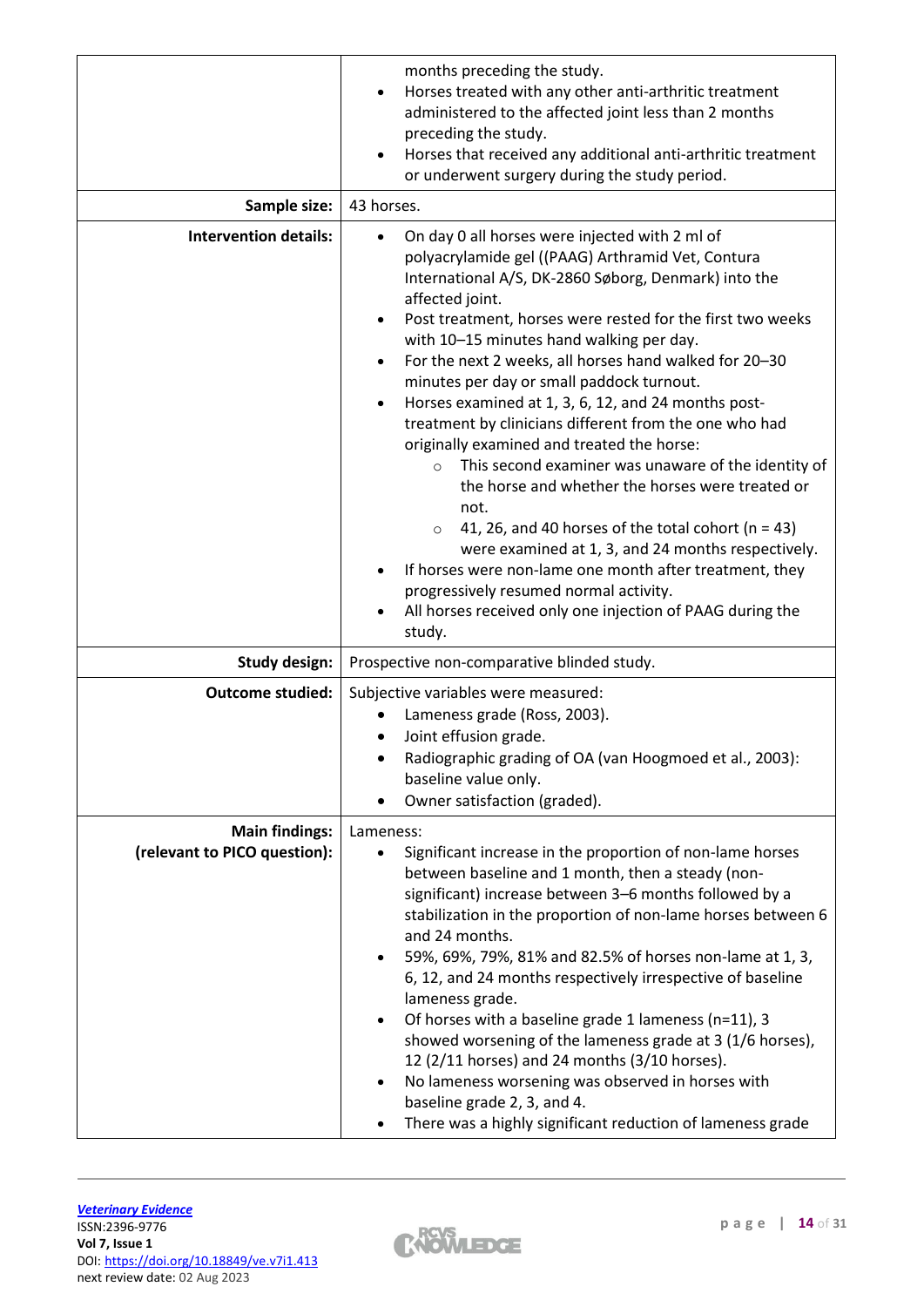| | |
|---|---|
| | months preceding the study.<br>• Horses treated with any other anti-arthritic treatment administered to the affected joint less than 2 months preceding the study.<br>• Horses that received any additional anti-arthritic treatment or underwent surgery during the study period. |
| **Sample size:** | 43 horses. |
| **Intervention details:** | • On day 0 all horses were injected with 2 ml of polyacrylamide gel ((PAAG) Arthramid Vet, Contura International A/S, DK-2860 Søborg, Denmark) into the affected joint.<br>• Post treatment, horses were rested for the first two weeks with 10–15 minutes hand walking per day.<br>• For the next 2 weeks, all horses hand walked for 20–30 minutes per day or small paddock turnout.<br>• Horses examined at 1, 3, 6, 12, and 24 months post-treatment by clinicians different from the one who had originally examined and treated the horse:<br>  ○ This second examiner was unaware of the identity of the horse and whether the horses were treated or not.<br>  ○ 41, 26, and 40 horses of the total cohort (n = 43) were examined at 1, 3, and 24 months respectively.<br>• If horses were non-lame one month after treatment, they progressively resumed normal activity.<br>• All horses received only one injection of PAAG during the study. |
| **Study design:** | Prospective non-comparative blinded study. |
| **Outcome studied:** | Subjective variables were measured:<br>• Lameness grade (Ross, 2003).<br>• Joint effusion grade.<br>• Radiographic grading of OA (van Hoogmoed et al., 2003): baseline value only.<br>• Owner satisfaction (graded). |
| **Main findings: (relevant to PICO question):** | Lameness:<br>• Significant increase in the proportion of non-lame horses between baseline and 1 month, then a steady (non-significant) increase between 3–6 months followed by a stabilization in the proportion of non-lame horses between 6 and 24 months.<br>• 59%, 69%, 79%, 81% and 82.5% of horses non-lame at 1, 3, 6, 12, and 24 months respectively irrespective of baseline lameness grade.<br>• Of horses with a baseline grade 1 lameness (n=11), 3 showed worsening of the lameness grade at 3 (1/6 horses), 12 (2/11 horses) and 24 months (3/10 horses).<br>• No lameness worsening was observed in horses with baseline grade 2, 3, and 4.<br>• There was a highly significant reduction of lameness grade |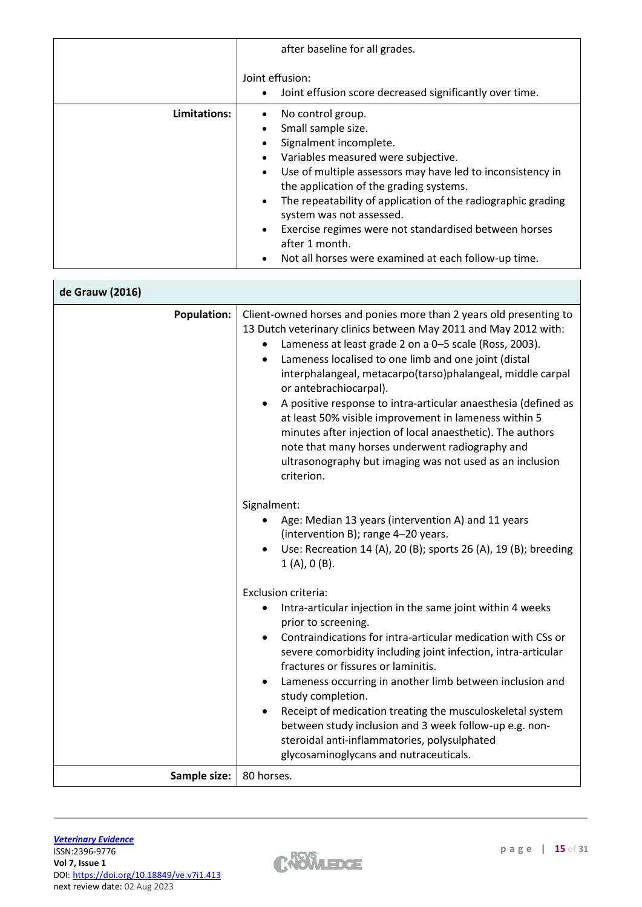| | |
|---|---|
| | after baseline for all grades.<br><br>Joint effusion:<br>• Joint effusion score decreased significantly over time. |
| **Limitations:** | • No control group.<br>• Small sample size.<br>• Signalment incomplete.<br>• Variables measured were subjective.<br>• Use of multiple assessors may have led to inconsistency in the application of the grading systems.<br>• The repeatability of application of the radiographic grading system was not assessed.<br>• Exercise regimes were not standardised between horses after 1 month.<br>• Not all horses were examined at each follow-up time. |

| **de Grauw (2016)** | |
|---|---|
| **Population:** | Client-owned horses and ponies more than 2 years old presenting to 13 Dutch veterinary clinics between May 2011 and May 2012 with:<br>• Lameness at least grade 2 on a 0–5 scale (Ross, 2003).<br>• Lameness localised to one limb and one joint (distal interphalangeal, metacarpo(tarso)phalangeal, middle carpal or antebrachiocarpal).<br>• A positive response to intra-articular anaesthesia (defined as at least 50% visible improvement in lameness within 5 minutes after injection of local anaesthetic). The authors note that many horses underwent radiography and ultrasonography but imaging was not used as an inclusion criterion.<br><br>Signalment:<br>• Age: Median 13 years (intervention A) and 11 years (intervention B); range 4–20 years.<br>• Use: Recreation 14 (A), 20 (B); sports 26 (A), 19 (B); breeding 1 (A), 0 (B).<br><br>Exclusion criteria:<br>• Intra-articular injection in the same joint within 4 weeks prior to screening.<br>• Contraindications for intra-articular medication with CSs or severe comorbidity including joint infection, intra-articular fractures or fissures or laminitis.<br>• Lameness occurring in another limb between inclusion and study completion.<br>• Receipt of medication treating the musculoskeletal system between study inclusion and 3 week follow-up e.g. non-steroidal anti-inflammatories, polysulphated glycosaminoglycans and nutraceuticals. |
| **Sample size:** | 80 horses. |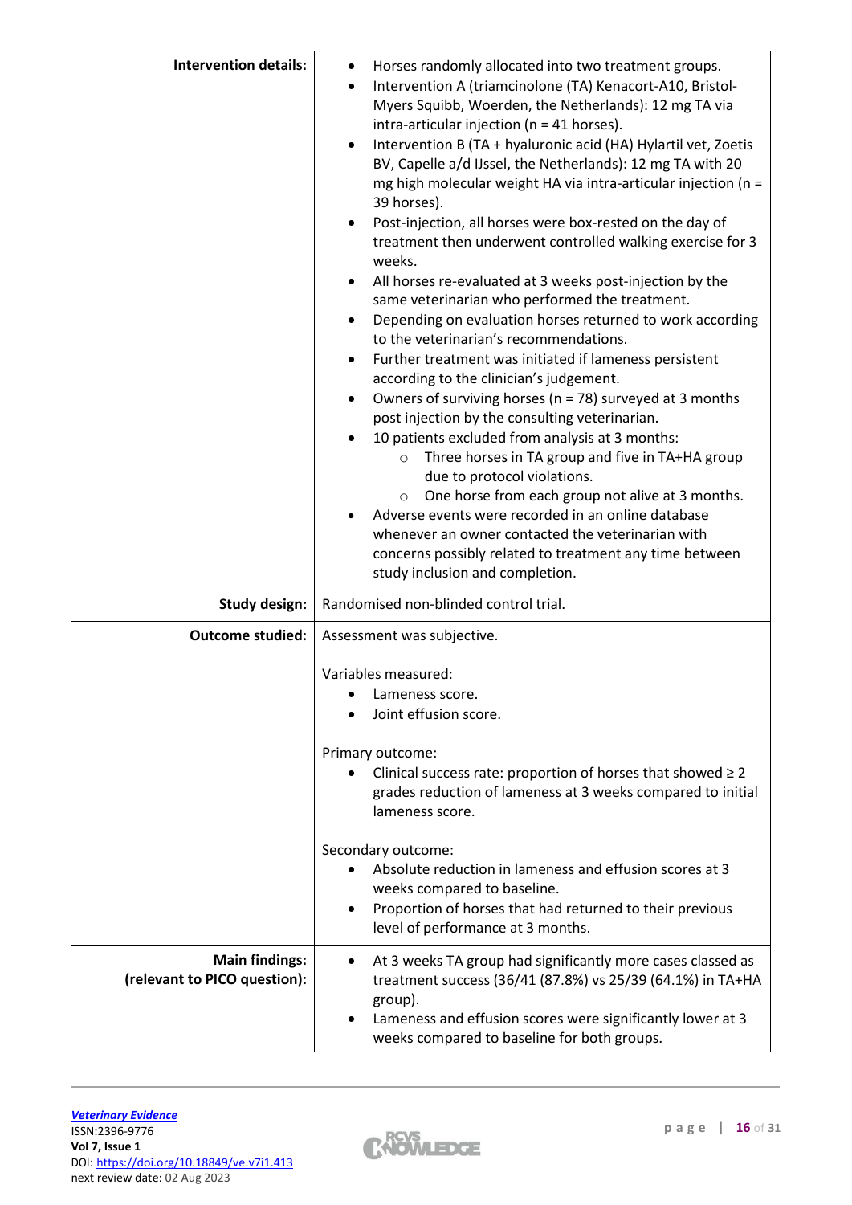| | |
|---|---|
| **Intervention details:** | • Horses randomly allocated into two treatment groups.<br>• Intervention A (triamcinolone (TA) Kenacort-A10, Bristol-Myers Squibb, Woerden, the Netherlands): 12 mg TA via intra-articular injection (n = 41 horses).<br>• Intervention B (TA + hyaluronic acid (HA) Hylartil vet, Zoetis BV, Capelle a/d IJssel, the Netherlands): 12 mg TA with 20 mg high molecular weight HA via intra-articular injection (n = 39 horses).<br>• Post-injection, all horses were box-rested on the day of treatment then underwent controlled walking exercise for 3 weeks.<br>• All horses re-evaluated at 3 weeks post-injection by the same veterinarian who performed the treatment.<br>• Depending on evaluation horses returned to work according to the veterinarian's recommendations.<br>• Further treatment was initiated if lameness persistent according to the clinician's judgement.<br>• Owners of surviving horses (n = 78) surveyed at 3 months post injection by the consulting veterinarian.<br>• 10 patients excluded from analysis at 3 months:<br>  ○ Three horses in TA group and five in TA+HA group due to protocol violations.<br>  ○ One horse from each group not alive at 3 months.<br>• Adverse events were recorded in an online database whenever an owner contacted the veterinarian with concerns possibly related to treatment any time between study inclusion and completion. |
| **Study design:** | Randomised non-blinded control trial. |
| **Outcome studied:** | Assessment was subjective.<br><br>Variables measured:<br>• Lameness score.<br>• Joint effusion score.<br><br>Primary outcome:<br>• Clinical success rate: proportion of horses that showed ≥ 2 grades reduction of lameness at 3 weeks compared to initial lameness score.<br><br>Secondary outcome:<br>• Absolute reduction in lameness and effusion scores at 3 weeks compared to baseline.<br>• Proportion of horses that had returned to their previous level of performance at 3 months. |
| **Main findings: (relevant to PICO question):** | • At 3 weeks TA group had significantly more cases classed as treatment success (36/41 (87.8%) vs 25/39 (64.1%) in TA+HA group).<br>• Lameness and effusion scores were significantly lower at 3 weeks compared to baseline for both groups. |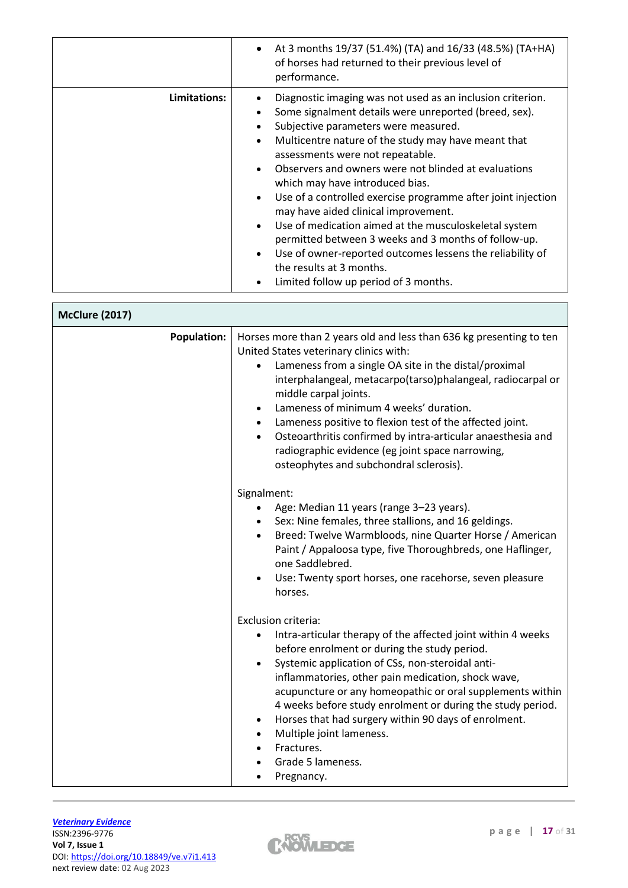| | |
|---|---|
| | • At 3 months 19/37 (51.4%) (TA) and 16/33 (48.5%) (TA+HA) of horses had returned to their previous level of performance. |
| **Limitations:** | • Diagnostic imaging was not used as an inclusion criterion.<br>• Some signalment details were unreported (breed, sex).<br>• Subjective parameters were measured.<br>• Multicentre nature of the study may have meant that assessments were not repeatable.<br>• Observers and owners were not blinded at evaluations which may have introduced bias.<br>• Use of a controlled exercise programme after joint injection may have aided clinical improvement.<br>• Use of medication aimed at the musculoskeletal system permitted between 3 weeks and 3 months of follow-up.<br>• Use of owner-reported outcomes lessens the reliability of the results at 3 months.<br>• Limited follow up period of 3 months. |

| **McClure (2017)** | |
|---|---|
| **Population:** | Horses more than 2 years old and less than 636 kg presenting to ten United States veterinary clinics with:<br>• Lameness from a single OA site in the distal/proximal interphalangeal, metacarpo(tarso)phalangeal, radiocarpal or middle carpal joints.<br>• Lameness of minimum 4 weeks' duration.<br>• Lameness positive to flexion test of the affected joint.<br>• Osteoarthritis confirmed by intra-articular anaesthesia and radiographic evidence (eg joint space narrowing, osteophytes and subchondral sclerosis).<br><br>Signalment:<br>• Age: Median 11 years (range 3–23 years).<br>• Sex: Nine females, three stallions, and 16 geldings.<br>• Breed: Twelve Warmbloods, nine Quarter Horse / American Paint / Appaloosa type, five Thoroughbreds, one Haflinger, one Saddlebred.<br>• Use: Twenty sport horses, one racehorse, seven pleasure horses.<br><br>Exclusion criteria:<br>• Intra-articular therapy of the affected joint within 4 weeks before enrolment or during the study period.<br>• Systemic application of CSs, non-steroidal anti-inflammatories, other pain medication, shock wave, acupuncture or any homeopathic or oral supplements within 4 weeks before study enrolment or during the study period.<br>• Horses that had surgery within 90 days of enrolment.<br>• Multiple joint lameness.<br>• Fractures.<br>• Grade 5 lameness.<br>• Pregnancy. |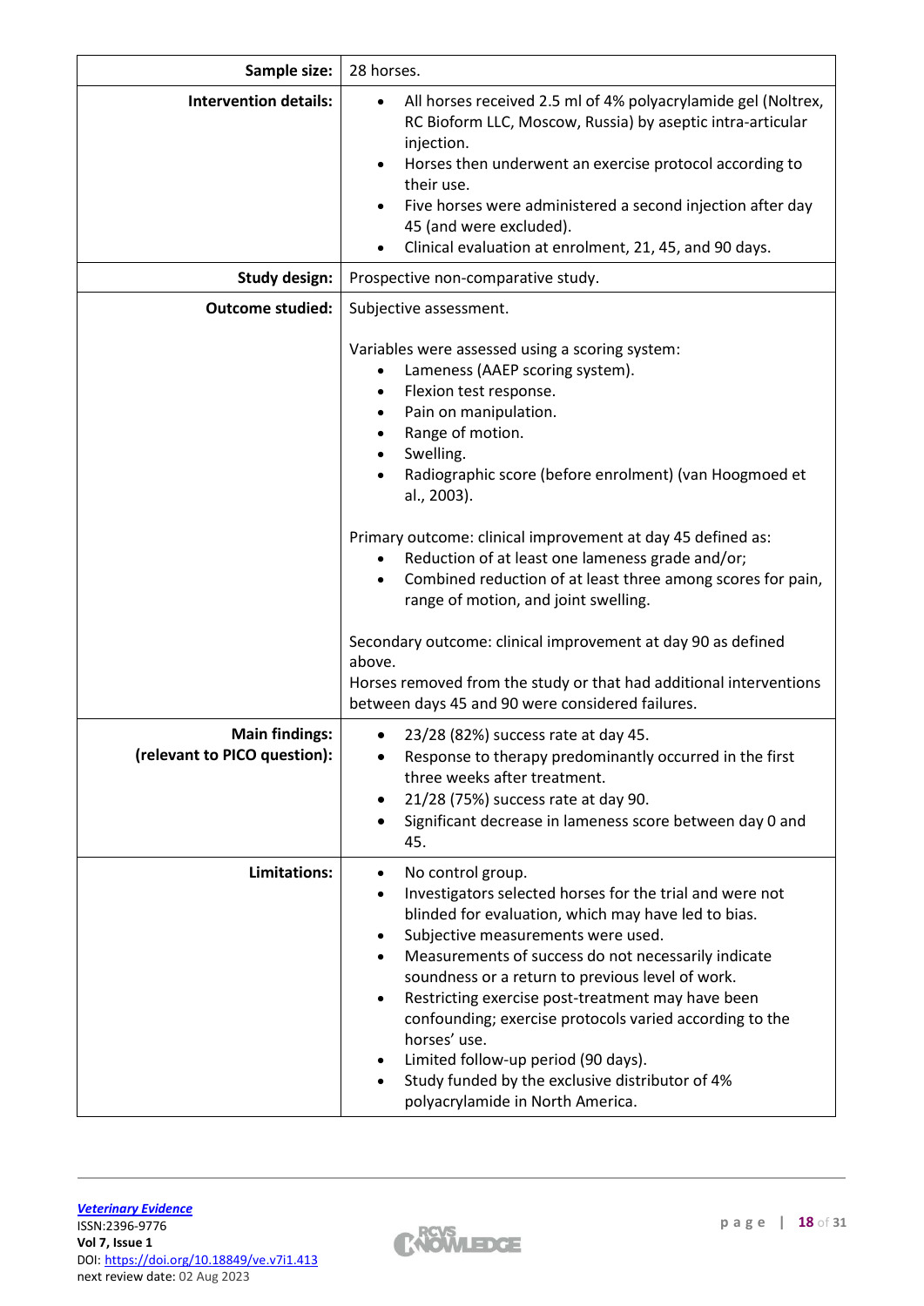| | |
|---|---|
| **Sample size:** | 28 horses. |
| **Intervention details:** | <ul><li>All horses received 2.5 ml of 4% polyacrylamide gel (Noltrex, RC Bioform LLC, Moscow, Russia) by aseptic intra-articular injection.</li><li>Horses then underwent an exercise protocol according to their use.</li><li>Five horses were administered a second injection after day 45 (and were excluded).</li><li>Clinical evaluation at enrolment, 21, 45, and 90 days.</li></ul> |
| **Study design:** | Prospective non-comparative study. |
| **Outcome studied:** | Subjective assessment.<br><br>Variables were assessed using a scoring system:<ul><li>Lameness (AAEP scoring system).</li><li>Flexion test response.</li><li>Pain on manipulation.</li><li>Range of motion.</li><li>Swelling.</li><li>Radiographic score (before enrolment) (van Hoogmoed et al., 2003).</li></ul>Primary outcome: clinical improvement at day 45 defined as:<ul><li>Reduction of at least one lameness grade and/or;</li><li>Combined reduction of at least three among scores for pain, range of motion, and joint swelling.</li></ul>Secondary outcome: clinical improvement at day 90 as defined above.<br>Horses removed from the study or that had additional interventions between days 45 and 90 were considered failures. |
| **Main findings:**<br>**(relevant to PICO question):** | <ul><li>23/28 (82%) success rate at day 45.</li><li>Response to therapy predominantly occurred in the first three weeks after treatment.</li><li>21/28 (75%) success rate at day 90.</li><li>Significant decrease in lameness score between day 0 and 45.</li></ul> |
| **Limitations:** | <ul><li>No control group.</li><li>Investigators selected horses for the trial and were not blinded for evaluation, which may have led to bias.</li><li>Subjective measurements were used.</li><li>Measurements of success do not necessarily indicate soundness or a return to previous level of work.</li><li>Restricting exercise post-treatment may have been confounding; exercise protocols varied according to the horses' use.</li><li>Limited follow-up period (90 days).</li><li>Study funded by the exclusive distributor of 4% polyacrylamide in North America.</li></ul> |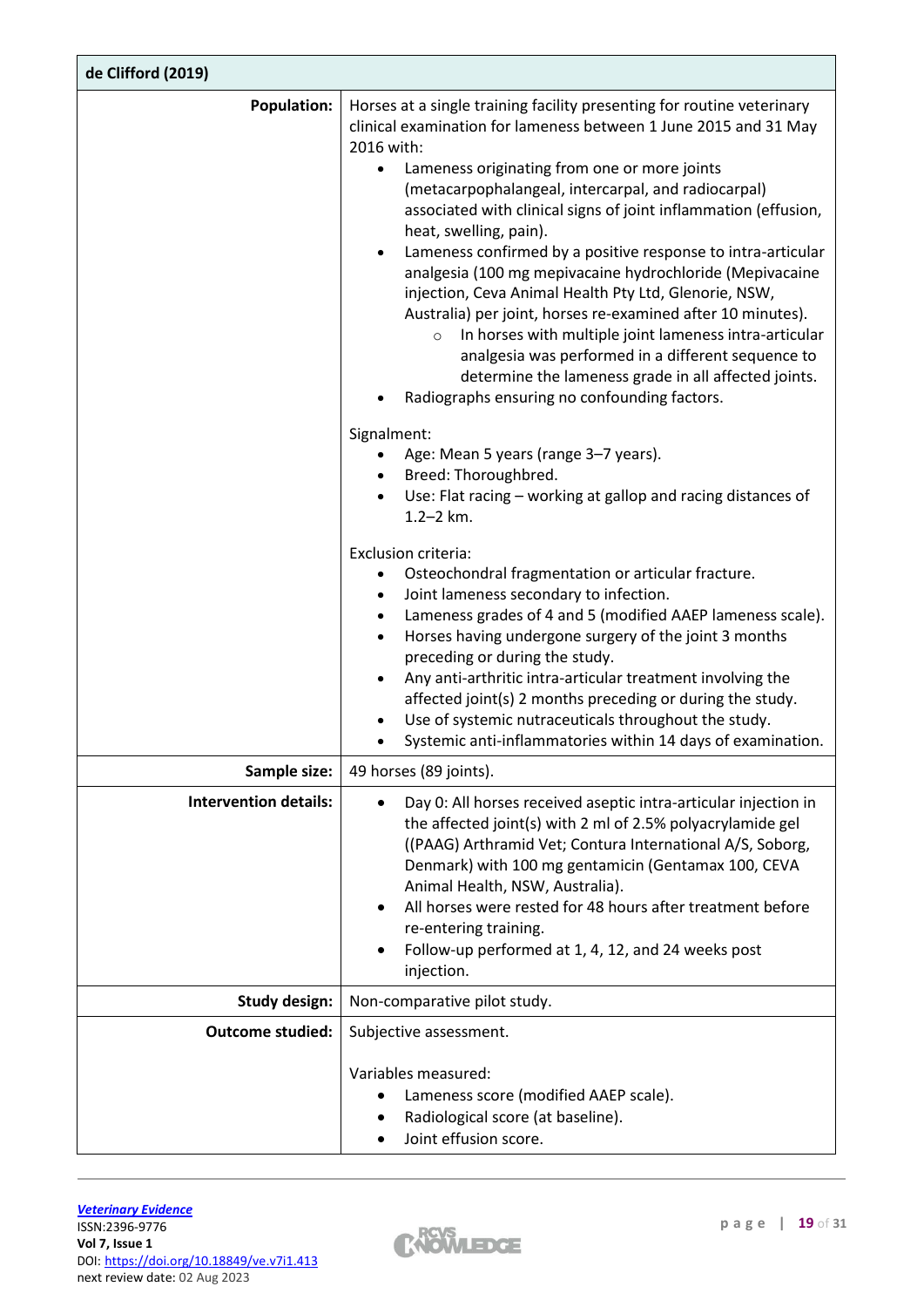| de Clifford (2019) | |
|---|---|
| **Population:** | Horses at a single training facility presenting for routine veterinary clinical examination for lameness between 1 June 2015 and 31 May 2016 with:<br>• Lameness originating from one or more joints (metacarpophalangeal, intercarpal, and radiocarpal) associated with clinical signs of joint inflammation (effusion, heat, swelling, pain).<br>• Lameness confirmed by a positive response to intra-articular analgesia (100 mg mepivacaine hydrochloride (Mepivacaine injection, Ceva Animal Health Pty Ltd, Glenorie, NSW, Australia) per joint, horses re-examined after 10 minutes).<br>&nbsp;&nbsp;&nbsp;&nbsp;○ In horses with multiple joint lameness intra-articular analgesia was performed in a different sequence to determine the lameness grade in all affected joints.<br>• Radiographs ensuring no confounding factors.<br><br>Signalment:<br>• Age: Mean 5 years (range 3–7 years).<br>• Breed: Thoroughbred.<br>• Use: Flat racing – working at gallop and racing distances of 1.2–2 km.<br><br>Exclusion criteria:<br>• Osteochondral fragmentation or articular fracture.<br>• Joint lameness secondary to infection.<br>• Lameness grades of 4 and 5 (modified AAEP lameness scale).<br>• Horses having undergone surgery of the joint 3 months preceding or during the study.<br>• Any anti-arthritic intra-articular treatment involving the affected joint(s) 2 months preceding or during the study.<br>• Use of systemic nutraceuticals throughout the study.<br>• Systemic anti-inflammatories within 14 days of examination. |
| **Sample size:** | 49 horses (89 joints). |
| **Intervention details:** | • Day 0: All horses received aseptic intra-articular injection in the affected joint(s) with 2 ml of 2.5% polyacrylamide gel ((PAAG) Arthramid Vet; Contura International A/S, Soborg, Denmark) with 100 mg gentamicin (Gentamax 100, CEVA Animal Health, NSW, Australia).<br>• All horses were rested for 48 hours after treatment before re-entering training.<br>• Follow-up performed at 1, 4, 12, and 24 weeks post injection. |
| **Study design:** | Non-comparative pilot study. |
| **Outcome studied:** | Subjective assessment.<br><br>Variables measured:<br>• Lameness score (modified AAEP scale).<br>• Radiological score (at baseline).<br>• Joint effusion score. |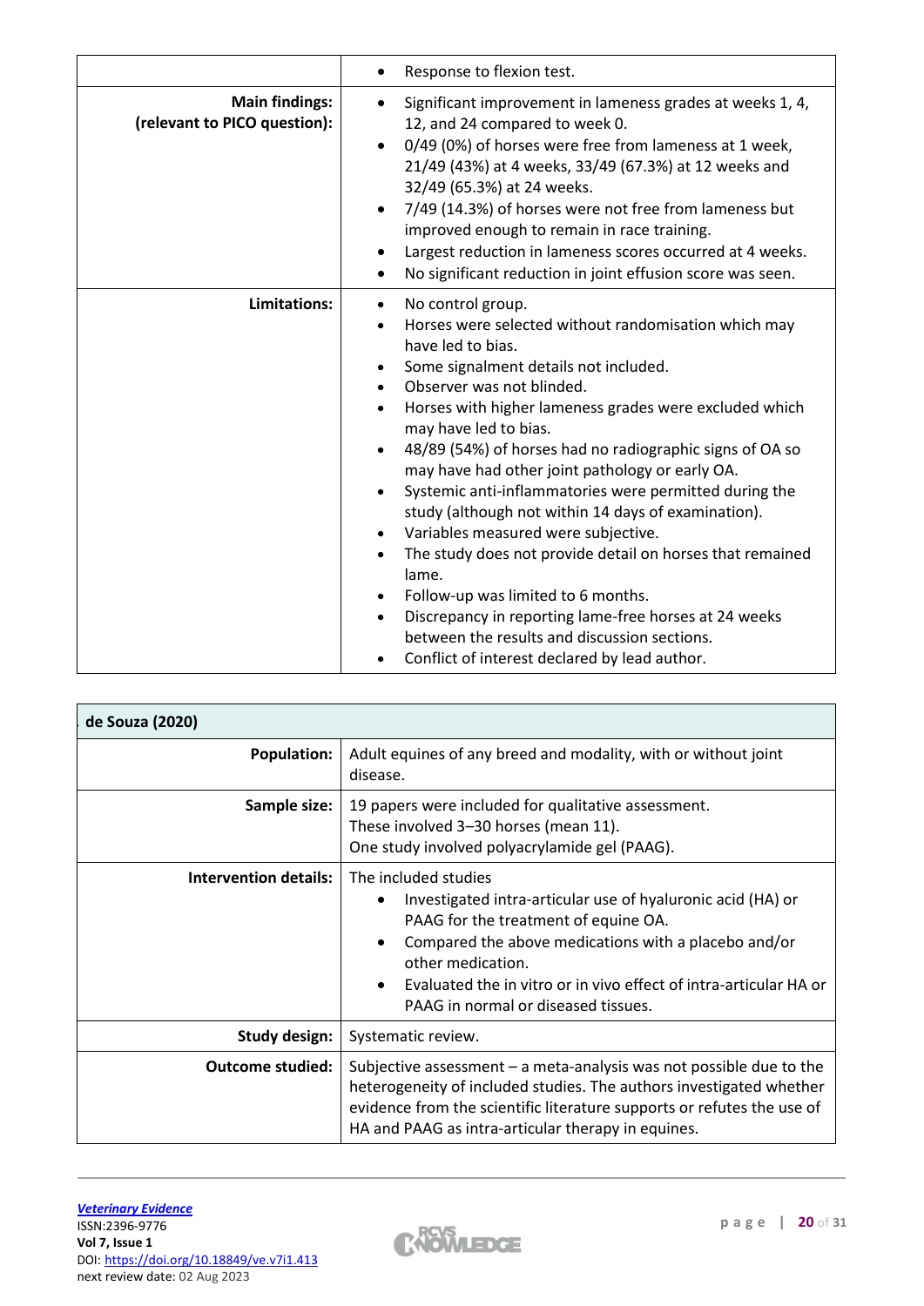| | |
|---|---|
| | • Response to flexion test. |
| **Main findings: (relevant to PICO question):** | • Significant improvement in lameness grades at weeks 1, 4, 12, and 24 compared to week 0.<br>• 0/49 (0%) of horses were free from lameness at 1 week, 21/49 (43%) at 4 weeks, 33/49 (67.3%) at 12 weeks and 32/49 (65.3%) at 24 weeks.<br>• 7/49 (14.3%) of horses were not free from lameness but improved enough to remain in race training.<br>• Largest reduction in lameness scores occurred at 4 weeks.<br>• No significant reduction in joint effusion score was seen. |
| **Limitations:** | • No control group.<br>• Horses were selected without randomisation which may have led to bias.<br>• Some signalment details not included.<br>• Observer was not blinded.<br>• Horses with higher lameness grades were excluded which may have led to bias.<br>• 48/89 (54%) of horses had no radiographic signs of OA so may have had other joint pathology or early OA.<br>• Systemic anti-inflammatories were permitted during the study (although not within 14 days of examination).<br>• Variables measured were subjective.<br>• The study does not provide detail on horses that remained lame.<br>• Follow-up was limited to 6 months.<br>• Discrepancy in reporting lame-free horses at 24 weeks between the results and discussion sections.<br>• Conflict of interest declared by lead author. |

| **de Souza (2020)** | |
|---|---|
| **Population:** | Adult equines of any breed and modality, with or without joint disease. |
| **Sample size:** | 19 papers were included for qualitative assessment.<br>These involved 3–30 horses (mean 11).<br>One study involved polyacrylamide gel (PAAG). |
| **Intervention details:** | The included studies<br>• Investigated intra-articular use of hyaluronic acid (HA) or PAAG for the treatment of equine OA.<br>• Compared the above medications with a placebo and/or other medication.<br>• Evaluated the in vitro or in vivo effect of intra-articular HA or PAAG in normal or diseased tissues. |
| **Study design:** | Systematic review. |
| **Outcome studied:** | Subjective assessment – a meta-analysis was not possible due to the heterogeneity of included studies. The authors investigated whether evidence from the scientific literature supports or refutes the use of HA and PAAG as intra-articular therapy in equines. |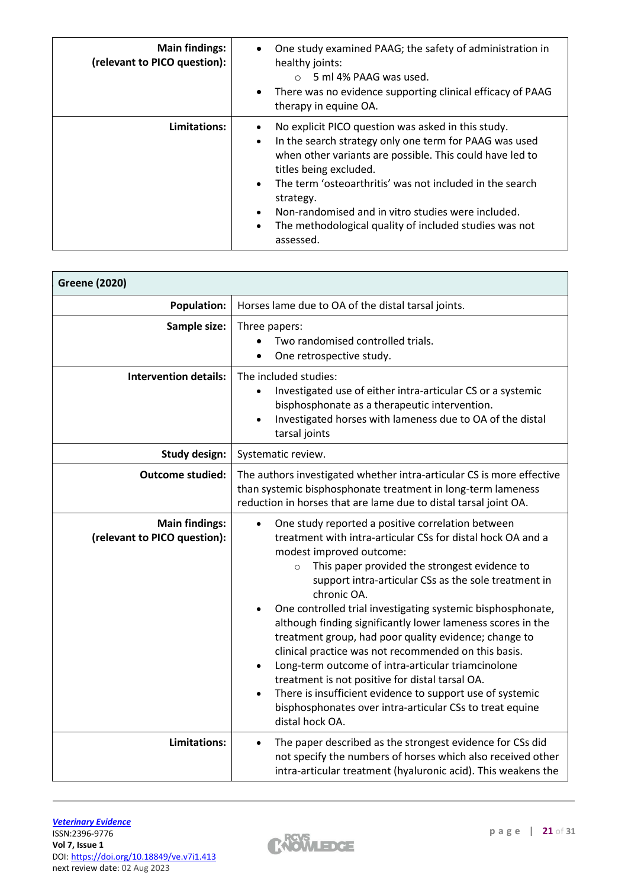| | |
|---|---|
| **Main findings: (relevant to PICO question):** | • One study examined PAAG; the safety of administration in healthy joints:<br>  ○ 5 ml 4% PAAG was used.<br>• There was no evidence supporting clinical efficacy of PAAG therapy in equine OA. |
| **Limitations:** | • No explicit PICO question was asked in this study.<br>• In the search strategy only one term for PAAG was used when other variants are possible. This could have led to titles being excluded.<br>• The term 'osteoarthritis' was not included in the search strategy.<br>• Non-randomised and in vitro studies were included.<br>• The methodological quality of included studies was not assessed. |

| **Greene (2020)** | |
|---|---|
| **Population:** | Horses lame due to OA of the distal tarsal joints. |
| **Sample size:** | Three papers:<br>• Two randomised controlled trials.<br>• One retrospective study. |
| **Intervention details:** | The included studies:<br>• Investigated use of either intra-articular CS or a systemic bisphosphonate as a therapeutic intervention.<br>• Investigated horses with lameness due to OA of the distal tarsal joints |
| **Study design:** | Systematic review. |
| **Outcome studied:** | The authors investigated whether intra-articular CS is more effective than systemic bisphosphonate treatment in long-term lameness reduction in horses that are lame due to distal tarsal joint OA. |
| **Main findings: (relevant to PICO question):** | • One study reported a positive correlation between treatment with intra-articular CSs for distal hock OA and a modest improved outcome:<br>  ○ This paper provided the strongest evidence to support intra-articular CSs as the sole treatment in chronic OA.<br>• One controlled trial investigating systemic bisphosphonate, although finding significantly lower lameness scores in the treatment group, had poor quality evidence; change to clinical practice was not recommended on this basis.<br>• Long-term outcome of intra-articular triamcinolone treatment is not positive for distal tarsal OA.<br>• There is insufficient evidence to support use of systemic bisphosphonates over intra-articular CSs to treat equine distal hock OA. |
| **Limitations:** | • The paper described as the strongest evidence for CSs did not specify the numbers of horses which also received other intra-articular treatment (hyaluronic acid). This weakens the |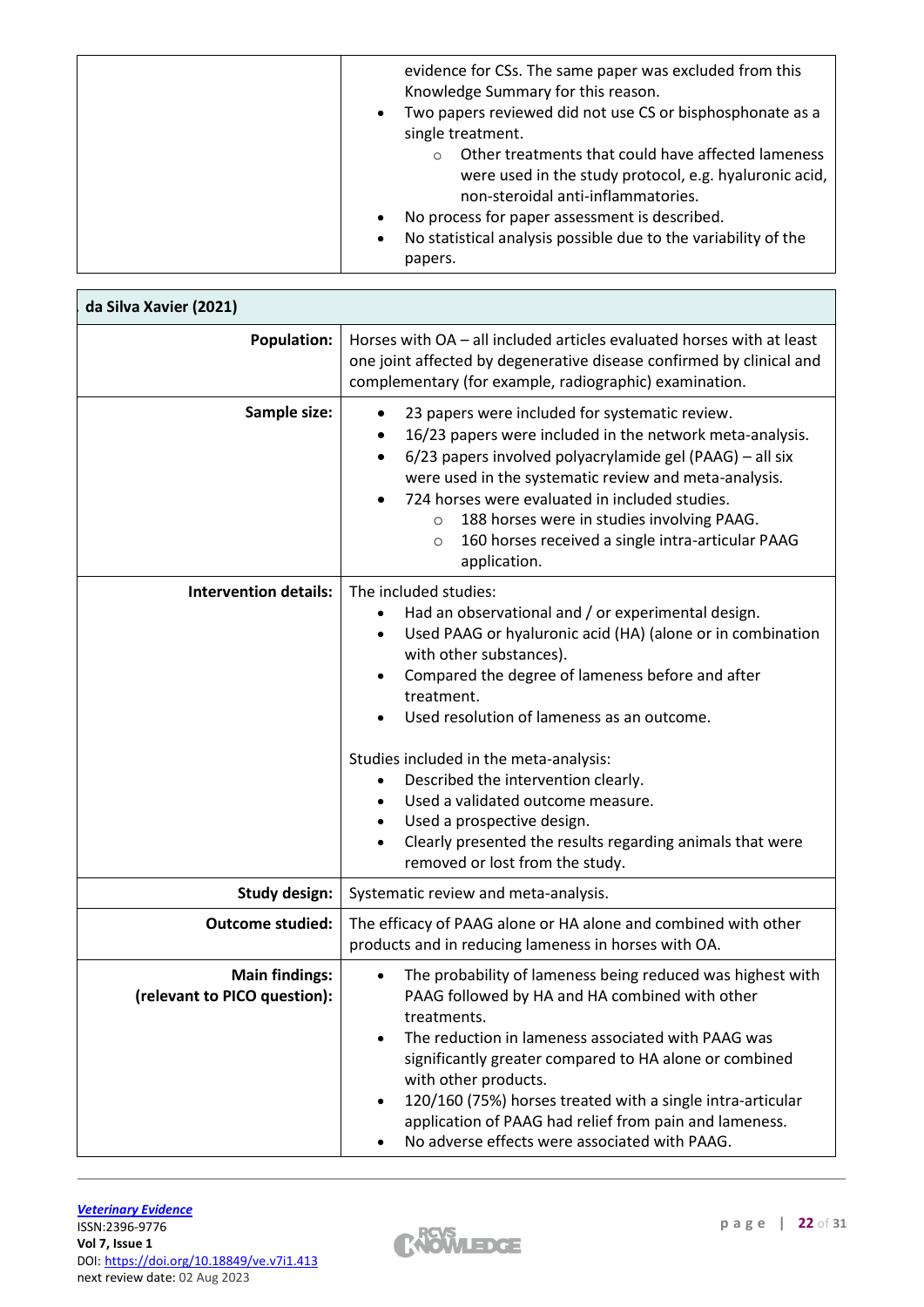| | |
|---|---|
| | evidence for CSs. The same paper was excluded from this Knowledge Summary for this reason.<br>• Two papers reviewed did not use CS or bisphosphonate as a single treatment.<br>&nbsp;&nbsp;&nbsp;&nbsp;○ Other treatments that could have affected lameness were used in the study protocol, e.g. hyaluronic acid, non-steroidal anti-inflammatories.<br>• No process for paper assessment is described.<br>• No statistical analysis possible due to the variability of the papers. |

| **da Silva Xavier (2021)** | |
|---|---|
| **Population:** | Horses with OA – all included articles evaluated horses with at least one joint affected by degenerative disease confirmed by clinical and complementary (for example, radiographic) examination. |
| **Sample size:** | • 23 papers were included for systematic review.<br>• 16/23 papers were included in the network meta-analysis.<br>• 6/23 papers involved polyacrylamide gel (PAAG) – all six were used in the systematic review and meta-analysis.<br>• 724 horses were evaluated in included studies.<br>&nbsp;&nbsp;&nbsp;&nbsp;○ 188 horses were in studies involving PAAG.<br>&nbsp;&nbsp;&nbsp;&nbsp;○ 160 horses received a single intra-articular PAAG application. |
| **Intervention details:** | The included studies:<br>• Had an observational and / or experimental design.<br>• Used PAAG or hyaluronic acid (HA) (alone or in combination with other substances).<br>• Compared the degree of lameness before and after treatment.<br>• Used resolution of lameness as an outcome.<br><br>Studies included in the meta-analysis:<br>• Described the intervention clearly.<br>• Used a validated outcome measure.<br>• Used a prospective design.<br>• Clearly presented the results regarding animals that were removed or lost from the study. |
| **Study design:** | Systematic review and meta-analysis. |
| **Outcome studied:** | The efficacy of PAAG alone or HA alone and combined with other products and in reducing lameness in horses with OA. |
| **Main findings:**<br>**(relevant to PICO question):** | • The probability of lameness being reduced was highest with PAAG followed by HA and HA combined with other treatments.<br>• The reduction in lameness associated with PAAG was significantly greater compared to HA alone or combined with other products.<br>• 120/160 (75%) horses treated with a single intra-articular application of PAAG had relief from pain and lameness.<br>• No adverse effects were associated with PAAG. |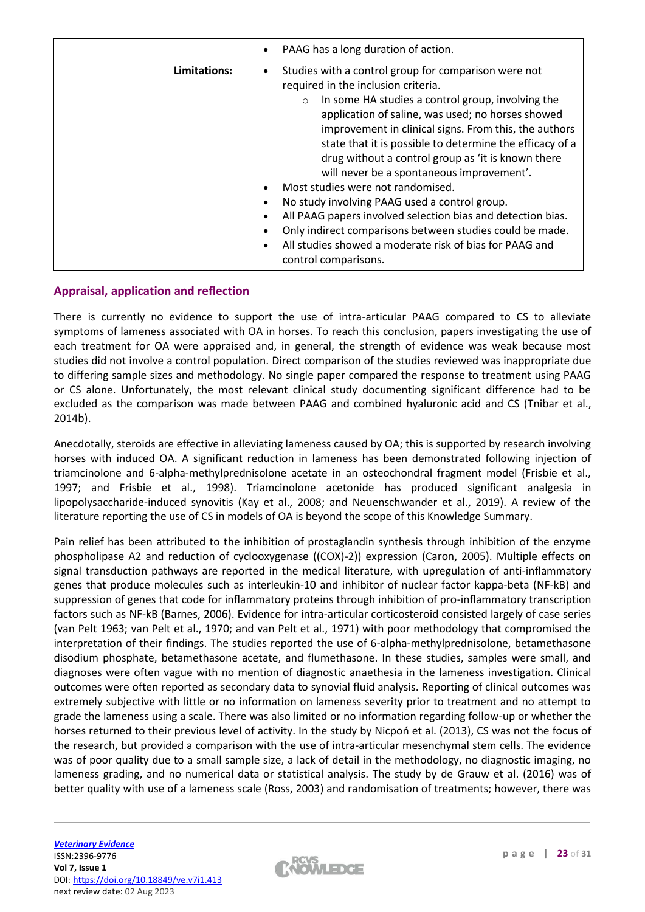| | • PAAG has a long duration of action. |
|---|---|
| **Limitations:** | • Studies with a control group for comparison were not required in the inclusion criteria.<br>  ○ In some HA studies a control group, involving the application of saline, was used; no horses showed improvement in clinical signs. From this, the authors state that it is possible to determine the efficacy of a drug without a control group as 'it is known there will never be a spontaneous improvement'.<br>• Most studies were not randomised.<br>• No study involving PAAG used a control group.<br>• All PAAG papers involved selection bias and detection bias.<br>• Only indirect comparisons between studies could be made.<br>• All studies showed a moderate risk of bias for PAAG and control comparisons. |

## Appraisal, application and reflection

There is currently no evidence to support the use of intra-articular PAAG compared to CS to alleviate symptoms of lameness associated with OA in horses. To reach this conclusion, papers investigating the use of each treatment for OA were appraised and, in general, the strength of evidence was weak because most studies did not involve a control population. Direct comparison of the studies reviewed was inappropriate due to differing sample sizes and methodology. No single paper compared the response to treatment using PAAG or CS alone. Unfortunately, the most relevant clinical study documenting significant difference had to be excluded as the comparison was made between PAAG and combined hyaluronic acid and CS (Tnibar et al., 2014b).

Anecdotally, steroids are effective in alleviating lameness caused by OA; this is supported by research involving horses with induced OA. A significant reduction in lameness has been demonstrated following injection of triamcinolone and 6-alpha-methylprednisolone acetate in an osteochondral fragment model (Frisbie et al., 1997; and Frisbie et al., 1998). Triamcinolone acetonide has produced significant analgesia in lipopolysaccharide-induced synovitis (Kay et al., 2008; and Neuenschwander et al., 2019). A review of the literature reporting the use of CS in models of OA is beyond the scope of this Knowledge Summary.

Pain relief has been attributed to the inhibition of prostaglandin synthesis through inhibition of the enzyme phospholipase A2 and reduction of cyclooxygenase ((COX)-2)) expression (Caron, 2005). Multiple effects on signal transduction pathways are reported in the medical literature, with upregulation of anti-inflammatory genes that produce molecules such as interleukin-10 and inhibitor of nuclear factor kappa-beta (NF-kB) and suppression of genes that code for inflammatory proteins through inhibition of pro-inflammatory transcription factors such as NF-kB (Barnes, 2006). Evidence for intra-articular corticosteroid consisted largely of case series (van Pelt 1963; van Pelt et al., 1970; and van Pelt et al., 1971) with poor methodology that compromised the interpretation of their findings. The studies reported the use of 6-alpha-methylprednisolone, betamethasone disodium phosphate, betamethasone acetate, and flumethasone. In these studies, samples were small, and diagnoses were often vague with no mention of diagnostic anaethesia in the lameness investigation. Clinical outcomes were often reported as secondary data to synovial fluid analysis. Reporting of clinical outcomes was extremely subjective with little or no information on lameness severity prior to treatment and no attempt to grade the lameness using a scale. There was also limited or no information regarding follow-up or whether the horses returned to their previous level of activity. In the study by Nicpoń et al. (2013), CS was not the focus of the research, but provided a comparison with the use of intra-articular mesenchymal stem cells. The evidence was of poor quality due to a small sample size, a lack of detail in the methodology, no diagnostic imaging, no lameness grading, and no numerical data or statistical analysis. The study by de Grauw et al. (2016) was of better quality with use of a lameness scale (Ross, 2003) and randomisation of treatments; however, there was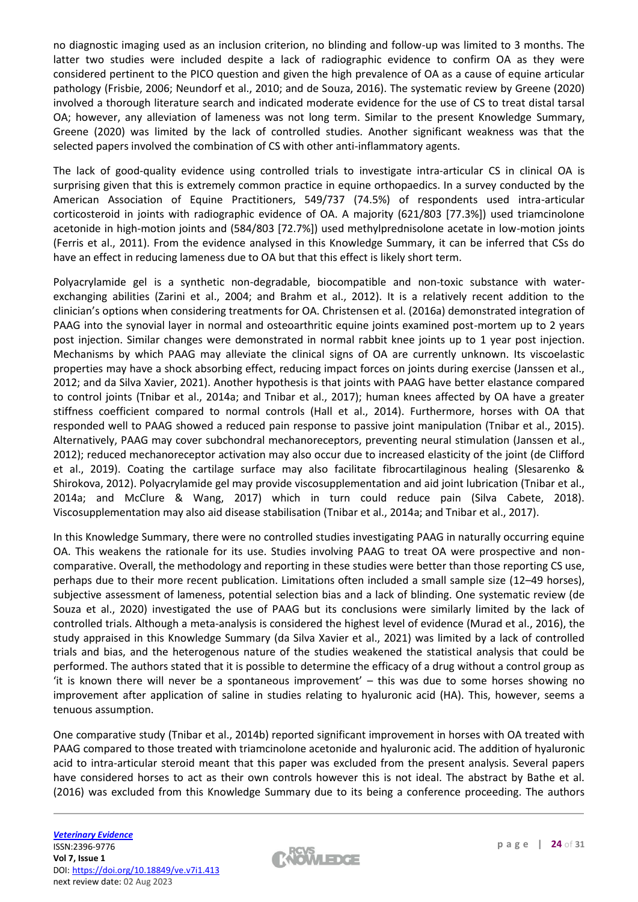no diagnostic imaging used as an inclusion criterion, no blinding and follow-up was limited to 3 months. The latter two studies were included despite a lack of radiographic evidence to confirm OA as they were considered pertinent to the PICO question and given the high prevalence of OA as a cause of equine articular pathology (Frisbie, 2006; Neundorf et al., 2010; and de Souza, 2016). The systematic review by Greene (2020) involved a thorough literature search and indicated moderate evidence for the use of CS to treat distal tarsal OA; however, any alleviation of lameness was not long term. Similar to the present Knowledge Summary, Greene (2020) was limited by the lack of controlled studies. Another significant weakness was that the selected papers involved the combination of CS with other anti-inflammatory agents.

The lack of good-quality evidence using controlled trials to investigate intra-articular CS in clinical OA is surprising given that this is extremely common practice in equine orthopaedics. In a survey conducted by the American Association of Equine Practitioners, 549/737 (74.5%) of respondents used intra-articular corticosteroid in joints with radiographic evidence of OA. A majority (621/803 [77.3%]) used triamcinolone acetonide in high-motion joints and (584/803 [72.7%]) used methylprednisolone acetate in low-motion joints (Ferris et al., 2011). From the evidence analysed in this Knowledge Summary, it can be inferred that CSs do have an effect in reducing lameness due to OA but that this effect is likely short term.

Polyacrylamide gel is a synthetic non-degradable, biocompatible and non-toxic substance with water-exchanging abilities (Zarini et al., 2004; and Brahm et al., 2012). It is a relatively recent addition to the clinician's options when considering treatments for OA. Christensen et al. (2016a) demonstrated integration of PAAG into the synovial layer in normal and osteoarthritic equine joints examined post-mortem up to 2 years post injection. Similar changes were demonstrated in normal rabbit knee joints up to 1 year post injection. Mechanisms by which PAAG may alleviate the clinical signs of OA are currently unknown. Its viscoelastic properties may have a shock absorbing effect, reducing impact forces on joints during exercise (Janssen et al., 2012; and da Silva Xavier, 2021). Another hypothesis is that joints with PAAG have better elastance compared to control joints (Tnibar et al., 2014a; and Tnibar et al., 2017); human knees affected by OA have a greater stiffness coefficient compared to normal controls (Hall et al., 2014). Furthermore, horses with OA that responded well to PAAG showed a reduced pain response to passive joint manipulation (Tnibar et al., 2015). Alternatively, PAAG may cover subchondral mechanoreceptors, preventing neural stimulation (Janssen et al., 2012); reduced mechanoreceptor activation may also occur due to increased elasticity of the joint (de Clifford et al., 2019). Coating the cartilage surface may also facilitate fibrocartilaginous healing (Slesarenko & Shirokova, 2012). Polyacrylamide gel may provide viscosupplementation and aid joint lubrication (Tnibar et al., 2014a; and McClure & Wang, 2017) which in turn could reduce pain (Silva Cabete, 2018). Viscosupplementation may also aid disease stabilisation (Tnibar et al., 2014a; and Tnibar et al., 2017).

In this Knowledge Summary, there were no controlled studies investigating PAAG in naturally occurring equine OA. This weakens the rationale for its use. Studies involving PAAG to treat OA were prospective and non-comparative. Overall, the methodology and reporting in these studies were better than those reporting CS use, perhaps due to their more recent publication. Limitations often included a small sample size (12–49 horses), subjective assessment of lameness, potential selection bias and a lack of blinding. One systematic review (de Souza et al., 2020) investigated the use of PAAG but its conclusions were similarly limited by the lack of controlled trials. Although a meta-analysis is considered the highest level of evidence (Murad et al., 2016), the study appraised in this Knowledge Summary (da Silva Xavier et al., 2021) was limited by a lack of controlled trials and bias, and the heterogenous nature of the studies weakened the statistical analysis that could be performed. The authors stated that it is possible to determine the efficacy of a drug without a control group as 'it is known there will never be a spontaneous improvement' – this was due to some horses showing no improvement after application of saline in studies relating to hyaluronic acid (HA). This, however, seems a tenuous assumption.

One comparative study (Tnibar et al., 2014b) reported significant improvement in horses with OA treated with PAAG compared to those treated with triamcinolone acetonide and hyaluronic acid. The addition of hyaluronic acid to intra-articular steroid meant that this paper was excluded from the present analysis. Several papers have considered horses to act as their own controls however this is not ideal. The abstract by Bathe et al. (2016) was excluded from this Knowledge Summary due to its being a conference proceeding. The authors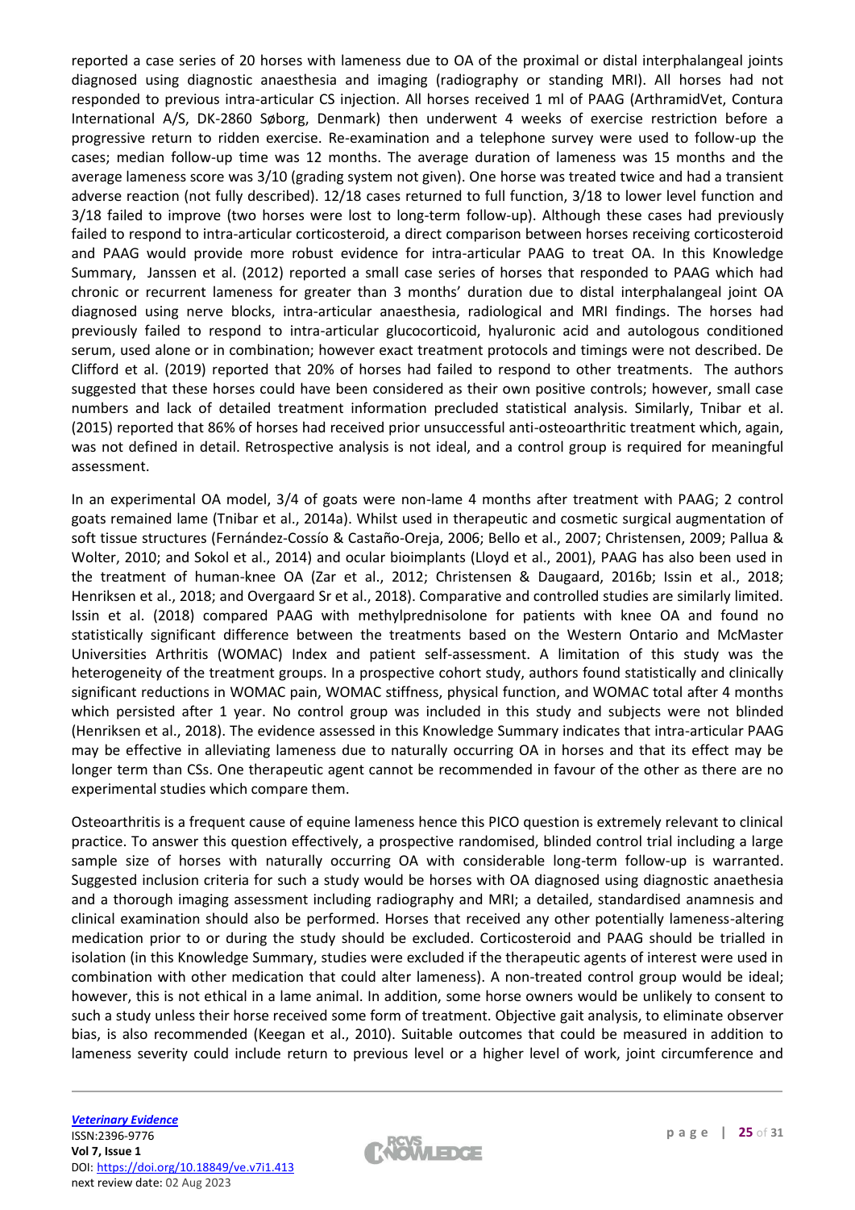reported a case series of 20 horses with lameness due to OA of the proximal or distal interphalangeal joints diagnosed using diagnostic anaesthesia and imaging (radiography or standing MRI). All horses had not responded to previous intra-articular CS injection. All horses received 1 ml of PAAG (ArthramidVet, Contura International A/S, DK-2860 Søborg, Denmark) then underwent 4 weeks of exercise restriction before a progressive return to ridden exercise. Re-examination and a telephone survey were used to follow-up the cases; median follow-up time was 12 months. The average duration of lameness was 15 months and the average lameness score was 3/10 (grading system not given). One horse was treated twice and had a transient adverse reaction (not fully described). 12/18 cases returned to full function, 3/18 to lower level function and 3/18 failed to improve (two horses were lost to long-term follow-up). Although these cases had previously failed to respond to intra-articular corticosteroid, a direct comparison between horses receiving corticosteroid and PAAG would provide more robust evidence for intra-articular PAAG to treat OA. In this Knowledge Summary, Janssen et al. (2012) reported a small case series of horses that responded to PAAG which had chronic or recurrent lameness for greater than 3 months' duration due to distal interphalangeal joint OA diagnosed using nerve blocks, intra-articular anaesthesia, radiological and MRI findings. The horses had previously failed to respond to intra-articular glucocorticoid, hyaluronic acid and autologous conditioned serum, used alone or in combination; however exact treatment protocols and timings were not described. De Clifford et al. (2019) reported that 20% of horses had failed to respond to other treatments. The authors suggested that these horses could have been considered as their own positive controls; however, small case numbers and lack of detailed treatment information precluded statistical analysis. Similarly, Tnibar et al. (2015) reported that 86% of horses had received prior unsuccessful anti-osteoarthritic treatment which, again, was not defined in detail. Retrospective analysis is not ideal, and a control group is required for meaningful assessment.

In an experimental OA model, 3/4 of goats were non-lame 4 months after treatment with PAAG; 2 control goats remained lame (Tnibar et al., 2014a). Whilst used in therapeutic and cosmetic surgical augmentation of soft tissue structures (Fernández-Cossío & Castaño-Oreja, 2006; Bello et al., 2007; Christensen, 2009; Pallua & Wolter, 2010; and Sokol et al., 2014) and ocular bioimplants (Lloyd et al., 2001), PAAG has also been used in the treatment of human-knee OA (Zar et al., 2012; Christensen & Daugaard, 2016b; Issin et al., 2018; Henriksen et al., 2018; and Overgaard Sr et al., 2018). Comparative and controlled studies are similarly limited. Issin et al. (2018) compared PAAG with methylprednisolone for patients with knee OA and found no statistically significant difference between the treatments based on the Western Ontario and McMaster Universities Arthritis (WOMAC) Index and patient self-assessment. A limitation of this study was the heterogeneity of the treatment groups. In a prospective cohort study, authors found statistically and clinically significant reductions in WOMAC pain, WOMAC stiffness, physical function, and WOMAC total after 4 months which persisted after 1 year. No control group was included in this study and subjects were not blinded (Henriksen et al., 2018). The evidence assessed in this Knowledge Summary indicates that intra-articular PAAG may be effective in alleviating lameness due to naturally occurring OA in horses and that its effect may be longer term than CSs. One therapeutic agent cannot be recommended in favour of the other as there are no experimental studies which compare them.

Osteoarthritis is a frequent cause of equine lameness hence this PICO question is extremely relevant to clinical practice. To answer this question effectively, a prospective randomised, blinded control trial including a large sample size of horses with naturally occurring OA with considerable long-term follow-up is warranted. Suggested inclusion criteria for such a study would be horses with OA diagnosed using diagnostic anaethesia and a thorough imaging assessment including radiography and MRI; a detailed, standardised anamnesis and clinical examination should also be performed. Horses that received any other potentially lameness-altering medication prior to or during the study should be excluded. Corticosteroid and PAAG should be trialled in isolation (in this Knowledge Summary, studies were excluded if the therapeutic agents of interest were used in combination with other medication that could alter lameness). A non-treated control group would be ideal; however, this is not ethical in a lame animal. In addition, some horse owners would be unlikely to consent to such a study unless their horse received some form of treatment. Objective gait analysis, to eliminate observer bias, is also recommended (Keegan et al., 2010). Suitable outcomes that could be measured in addition to lameness severity could include return to previous level or a higher level of work, joint circumference and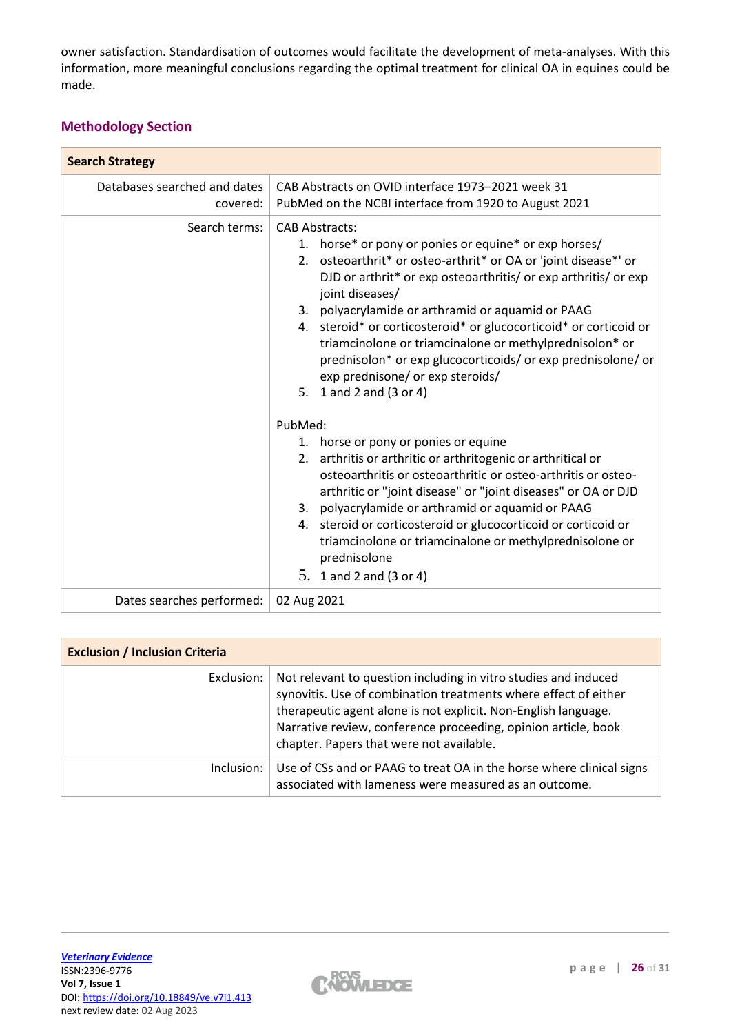owner satisfaction. Standardisation of outcomes would facilitate the development of meta-analyses. With this information, more meaningful conclusions regarding the optimal treatment for clinical OA in equines could be made.

## Methodology Section

| **Search Strategy** | |
|---|---|
| Databases searched and dates covered: | CAB Abstracts on OVID interface 1973–2021 week 31<br>PubMed on the NCBI interface from 1920 to August 2021 |
| Search terms: | CAB Abstracts:<br>1. horse* or pony or ponies or equine* or exp horses/<br>2. osteoarthrit* or osteo-arthrit* or OA or 'joint disease*' or DJD or arthrit* or exp osteoarthritis/ or exp arthritis/ or exp joint diseases/<br>3. polyacrylamide or arthramid or aquamid or PAAG<br>4. steroid* or corticosteroid* or glucocorticoid* or corticoid or triamcinolone or triamcinalone or methylprednisolon* or prednisolon* or exp glucocorticoids/ or exp prednisolone/ or exp prednisone/ or exp steroids/<br>5. 1 and 2 and (3 or 4)<br><br>PubMed:<br>1. horse or pony or ponies or equine<br>2. arthritis or arthritic or arthritogenic or arthritical or osteoarthritis or osteoarthritic or osteo-arthritis or osteo-arthritic or "joint disease" or "joint diseases" or OA or DJD<br>3. polyacrylamide or arthramid or aquamid or PAAG<br>4. steroid or corticosteroid or glucocorticoid or corticoid or triamcinolone or triamcinalone or methylprednisolone or prednisolone<br>5. 1 and 2 and (3 or 4) |
| Dates searches performed: | 02 Aug 2021 |

| **Exclusion / Inclusion Criteria** | |
|---|---|
| Exclusion: | Not relevant to question including in vitro studies and induced synovitis. Use of combination treatments where effect of either therapeutic agent alone is not explicit. Non-English language. Narrative review, conference proceeding, opinion article, book chapter. Papers that were not available. |
| Inclusion: | Use of CSs and or PAAG to treat OA in the horse where clinical signs associated with lameness were measured as an outcome. |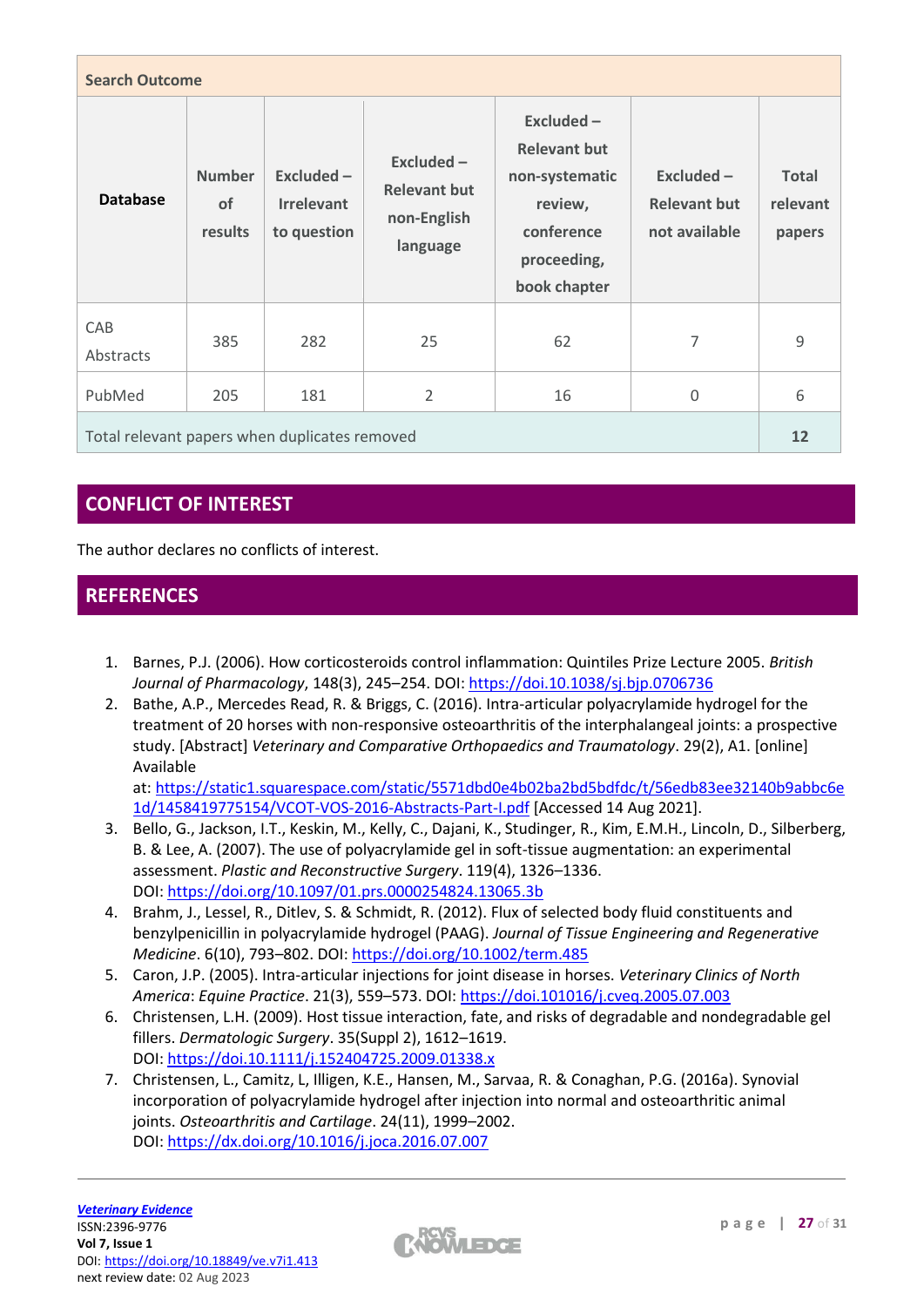| Search Outcome | | | | | | |
|---|---|---|---|---|---|---|
| **Database** | **Number of results** | **Excluded – Irrelevant to question** | **Excluded – Relevant but non-English language** | **Excluded – Relevant but non-systematic review, conference proceeding, book chapter** | **Excluded – Relevant but not available** | **Total relevant papers** |
| CAB Abstracts | 385 | 282 | 25 | 62 | 7 | 9 |
| PubMed | 205 | 181 | 2 | 16 | 0 | 6 |
| Total relevant papers when duplicates removed | | | | | | **12** |

## CONFLICT OF INTEREST

The author declares no conflicts of interest.

## REFERENCES

1. Barnes, P.J. (2006). How corticosteroids control inflammation: Quintiles Prize Lecture 2005. *British Journal of Pharmacology*, 148(3), 245–254. DOI: https://doi.10.1038/sj.bjp.0706736
2. Bathe, A.P., Mercedes Read, R. & Briggs, C. (2016). Intra-articular polyacrylamide hydrogel for the treatment of 20 horses with non-responsive osteoarthritis of the interphalangeal joints: a prospective study. [Abstract] *Veterinary and Comparative Orthopaedics and Traumatology*. 29(2), A1. [online] Available at: https://static1.squarespace.com/static/5571dbd0e4b02ba2bd5bdfdc/t/56edb83ee32140b9abbc6e1d/1458419775154/VCOT-VOS-2016-Abstracts-Part-I.pdf [Accessed 14 Aug 2021].
3. Bello, G., Jackson, I.T., Keskin, M., Kelly, C., Dajani, K., Studinger, R., Kim, E.M.H., Lincoln, D., Silberberg, B. & Lee, A. (2007). The use of polyacrylamide gel in soft-tissue augmentation: an experimental assessment. *Plastic and Reconstructive Surgery*. 119(4), 1326–1336. DOI: https://doi.org/10.1097/01.prs.0000254824.13065.3b
4. Brahm, J., Lessel, R., Ditlev, S. & Schmidt, R. (2012). Flux of selected body fluid constituents and benzylpenicillin in polyacrylamide hydrogel (PAAG). *Journal of Tissue Engineering and Regenerative Medicine*. 6(10), 793–802. DOI: https://doi.org/10.1002/term.485
5. Caron, J.P. (2005). Intra-articular injections for joint disease in horses. *Veterinary Clinics of North America*: *Equine Practice*. 21(3), 559–573. DOI: https://doi.101016/j.cveq.2005.07.003
6. Christensen, L.H. (2009). Host tissue interaction, fate, and risks of degradable and nondegradable gel fillers. *Dermatologic Surgery*. 35(Suppl 2), 1612–1619. DOI: https://doi.10.1111/j.152404725.2009.01338.x
7. Christensen, L., Camitz, L, Illigen, K.E., Hansen, M., Sarvaa, R. & Conaghan, P.G. (2016a). Synovial incorporation of polyacrylamide hydrogel after injection into normal and osteoarthritic animal joints. *Osteoarthritis and Cartilage*. 24(11), 1999–2002. DOI: https://dx.doi.org/10.1016/j.joca.2016.07.007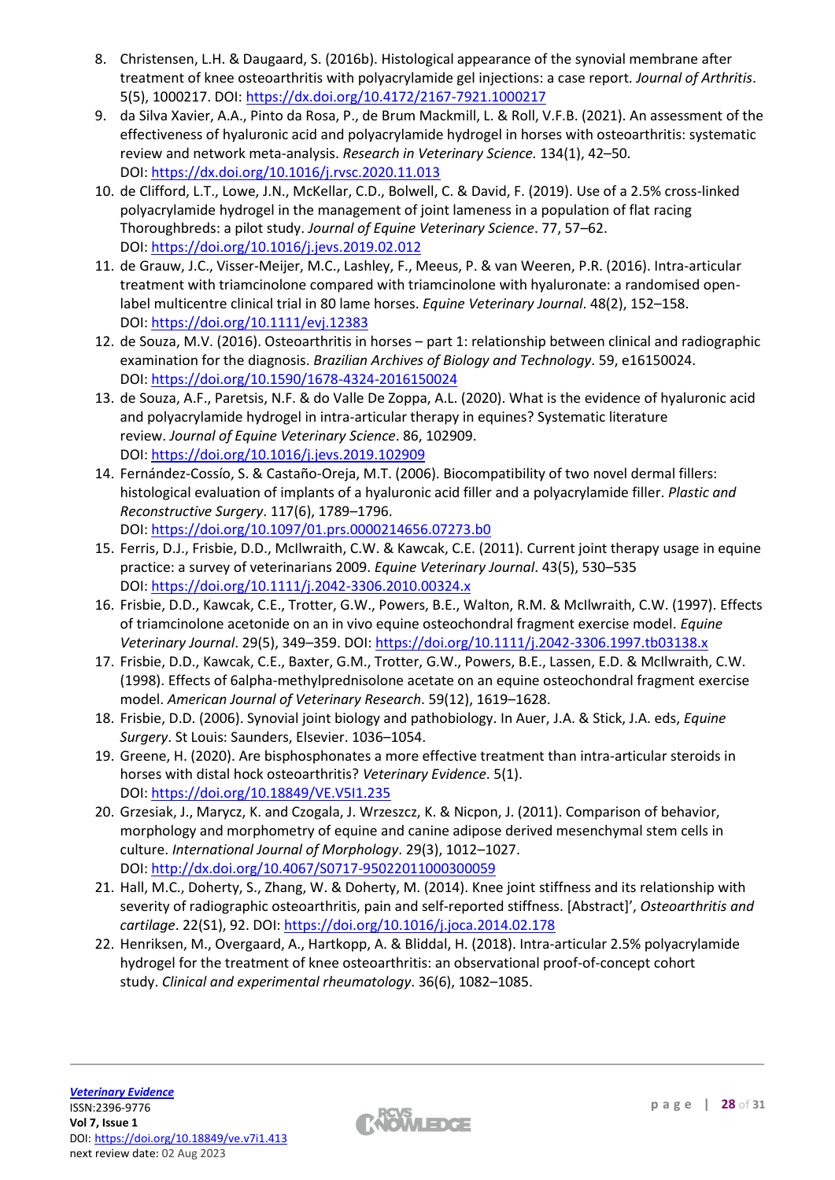8. Christensen, L.H. & Daugaard, S. (2016b). Histological appearance of the synovial membrane after treatment of knee osteoarthritis with polyacrylamide gel injections: a case report. *Journal of Arthritis*. 5(5), 1000217. DOI: https://dx.doi.org/10.4172/2167-7921.1000217
9. da Silva Xavier, A.A., Pinto da Rosa, P., de Brum Mackmill, L. & Roll, V.F.B. (2021). An assessment of the effectiveness of hyaluronic acid and polyacrylamide hydrogel in horses with osteoarthritis: systematic review and network meta-analysis. *Research in Veterinary Science.* 134(1), 42–50. DOI: https://dx.doi.org/10.1016/j.rvsc.2020.11.013
10. de Clifford, L.T., Lowe, J.N., McKellar, C.D., Bolwell, C. & David, F. (2019). Use of a 2.5% cross-linked polyacrylamide hydrogel in the management of joint lameness in a population of flat racing Thoroughbreds: a pilot study. *Journal of Equine Veterinary Science*. 77, 57–62. DOI: https://doi.org/10.1016/j.jevs.2019.02.012
11. de Grauw, J.C., Visser-Meijer, M.C., Lashley, F., Meeus, P. & van Weeren, P.R. (2016). Intra-articular treatment with triamcinolone compared with triamcinolone with hyaluronate: a randomised open-label multicentre clinical trial in 80 lame horses. *Equine Veterinary Journal*. 48(2), 152–158. DOI: https://doi.org/10.1111/evj.12383
12. de Souza, M.V. (2016). Osteoarthritis in horses – part 1: relationship between clinical and radiographic examination for the diagnosis. *Brazilian Archives of Biology and Technology*. 59, e16150024. DOI: https://doi.org/10.1590/1678-4324-2016150024
13. de Souza, A.F., Paretsis, N.F. & do Valle De Zoppa, A.L. (2020). What is the evidence of hyaluronic acid and polyacrylamide hydrogel in intra-articular therapy in equines? Systematic literature review. *Journal of Equine Veterinary Science*. 86, 102909. DOI: https://doi.org/10.1016/j.jevs.2019.102909
14. Fernández-Cossío, S. & Castaño-Oreja, M.T. (2006). Biocompatibility of two novel dermal fillers: histological evaluation of implants of a hyaluronic acid filler and a polyacrylamide filler. *Plastic and Reconstructive Surgery*. 117(6), 1789–1796. DOI: https://doi.org/10.1097/01.prs.0000214656.07273.b0
15. Ferris, D.J., Frisbie, D.D., McIlwraith, C.W. & Kawcak, C.E. (2011). Current joint therapy usage in equine practice: a survey of veterinarians 2009. *Equine Veterinary Journal*. 43(5), 530–535 DOI: https://doi.org/10.1111/j.2042-3306.2010.00324.x
16. Frisbie, D.D., Kawcak, C.E., Trotter, G.W., Powers, B.E., Walton, R.M. & McIlwraith, C.W. (1997). Effects of triamcinolone acetonide on an in vivo equine osteochondral fragment exercise model. *Equine Veterinary Journal*. 29(5), 349–359. DOI: https://doi.org/10.1111/j.2042-3306.1997.tb03138.x
17. Frisbie, D.D., Kawcak, C.E., Baxter, G.M., Trotter, G.W., Powers, B.E., Lassen, E.D. & McIlwraith, C.W. (1998). Effects of 6alpha-methylprednisolone acetate on an equine osteochondral fragment exercise model. *American Journal of Veterinary Research*. 59(12), 1619–1628.
18. Frisbie, D.D. (2006). Synovial joint biology and pathobiology. In Auer, J.A. & Stick, J.A. eds, *Equine Surgery*. St Louis: Saunders, Elsevier. 1036–1054.
19. Greene, H. (2020). Are bisphosphonates a more effective treatment than intra-articular steroids in horses with distal hock osteoarthritis? *Veterinary Evidence*. 5(1). DOI: https://doi.org/10.18849/VE.V5I1.235
20. Grzesiak, J., Marycz, K. and Czogala, J. Wrzeszcz, K. & Nicpon, J. (2011). Comparison of behavior, morphology and morphometry of equine and canine adipose derived mesenchymal stem cells in culture. *International Journal of Morphology*. 29(3), 1012–1027. DOI: http://dx.doi.org/10.4067/S0717-95022011000300059
21. Hall, M.C., Doherty, S., Zhang, W. & Doherty, M. (2014). Knee joint stiffness and its relationship with severity of radiographic osteoarthritis, pain and self-reported stiffness. [Abstract]', *Osteoarthritis and cartilage*. 22(S1), 92. DOI: https://doi.org/10.1016/j.joca.2014.02.178
22. Henriksen, M., Overgaard, A., Hartkopp, A. & Bliddal, H. (2018). Intra-articular 2.5% polyacrylamide hydrogel for the treatment of knee osteoarthritis: an observational proof-of-concept cohort study. *Clinical and experimental rheumatology*. 36(6), 1082–1085.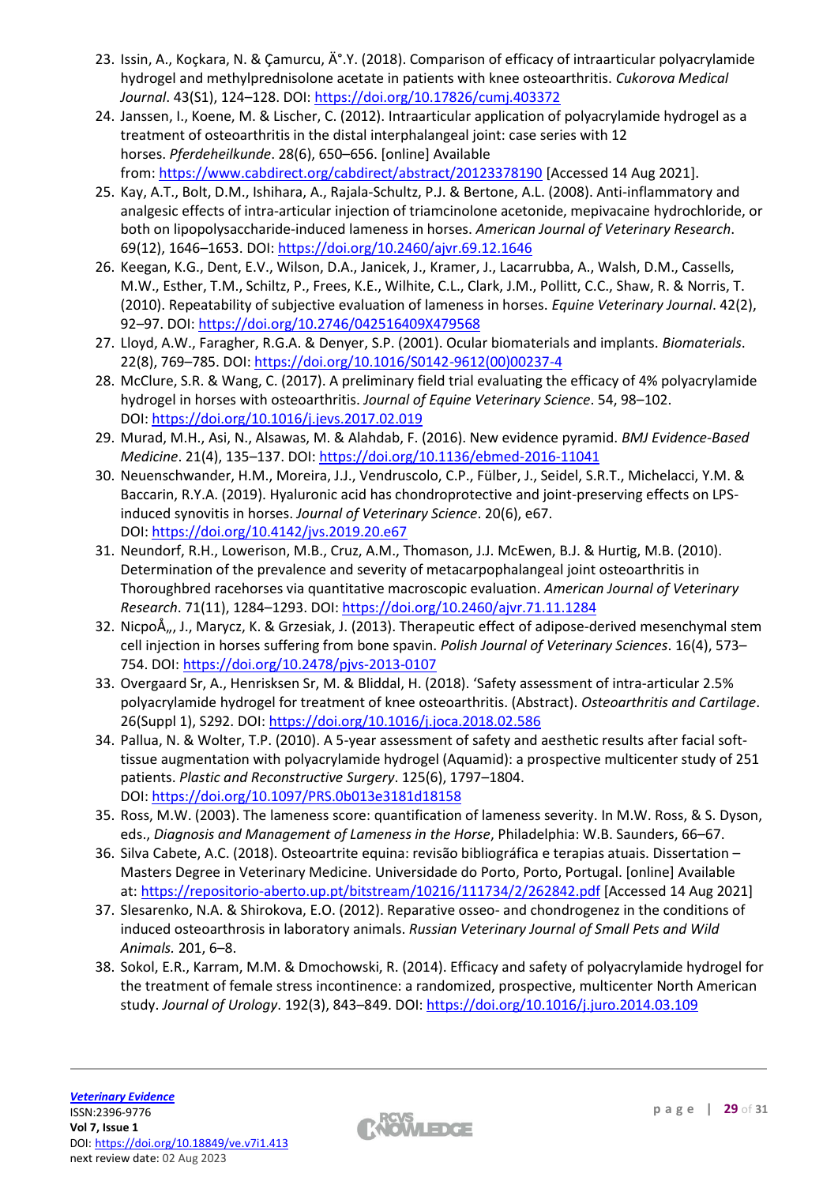23. Issin, A., Koçkara, N. & Çamurcu, Ä°.Y. (2018). Comparison of efficacy of intraarticular polyacrylamide hydrogel and methylprednisolone acetate in patients with knee osteoarthritis. *Cukorova Medical Journal*. 43(S1), 124–128. DOI: https://doi.org/10.17826/cumj.403372
24. Janssen, I., Koene, M. & Lischer, C. (2012). Intraarticular application of polyacrylamide hydrogel as a treatment of osteoarthritis in the distal interphalangeal joint: case series with 12 horses. *Pferdeheilkunde*. 28(6), 650–656. [online] Available from: https://www.cabdirect.org/cabdirect/abstract/20123378190 [Accessed 14 Aug 2021].
25. Kay, A.T., Bolt, D.M., Ishihara, A., Rajala-Schultz, P.J. & Bertone, A.L. (2008). Anti-inflammatory and analgesic effects of intra-articular injection of triamcinolone acetonide, mepivacaine hydrochloride, or both on lipopolysaccharide-induced lameness in horses. *American Journal of Veterinary Research*. 69(12), 1646–1653. DOI: https://doi.org/10.2460/ajvr.69.12.1646
26. Keegan, K.G., Dent, E.V., Wilson, D.A., Janicek, J., Kramer, J., Lacarrubba, A., Walsh, D.M., Cassells, M.W., Esther, T.M., Schiltz, P., Frees, K.E., Wilhite, C.L., Clark, J.M., Pollitt, C.C., Shaw, R. & Norris, T. (2010). Repeatability of subjective evaluation of lameness in horses. *Equine Veterinary Journal*. 42(2), 92–97. DOI: https://doi.org/10.2746/042516409X479568
27. Lloyd, A.W., Faragher, R.G.A. & Denyer, S.P. (2001). Ocular biomaterials and implants. *Biomaterials*. 22(8), 769–785. DOI: https://doi.org/10.1016/S0142-9612(00)00237-4
28. McClure, S.R. & Wang, C. (2017). A preliminary field trial evaluating the efficacy of 4% polyacrylamide hydrogel in horses with osteoarthritis. *Journal of Equine Veterinary Science*. 54, 98–102. DOI: https://doi.org/10.1016/j.jevs.2017.02.019
29. Murad, M.H., Asi, N., Alsawas, M. & Alahdab, F. (2016). New evidence pyramid. *BMJ Evidence-Based Medicine*. 21(4), 135–137. DOI: https://doi.org/10.1136/ebmed-2016-11041
30. Neuenschwander, H.M., Moreira, J.J., Vendruscolo, C.P., Fülber, J., Seidel, S.R.T., Michelacci, Y.M. & Baccarin, R.Y.A. (2019). Hyaluronic acid has chondroprotective and joint-preserving effects on LPS-induced synovitis in horses. *Journal of Veterinary Science*. 20(6), e67. DOI: https://doi.org/10.4142/jvs.2019.20.e67
31. Neundorf, R.H., Lowerison, M.B., Cruz, A.M., Thomason, J.J. McEwen, B.J. & Hurtig, M.B. (2010). Determination of the prevalence and severity of metacarpophalangeal joint osteoarthritis in Thoroughbred racehorses via quantitative macroscopic evaluation. *American Journal of Veterinary Research*. 71(11), 1284–1293. DOI: https://doi.org/10.2460/ajvr.71.11.1284
32. NicpoÅ„, J., Marycz, K. & Grzesiak, J. (2013). Therapeutic effect of adipose-derived mesenchymal stem cell injection in horses suffering from bone spavin. *Polish Journal of Veterinary Sciences*. 16(4), 573–754. DOI: https://doi.org/10.2478/pjvs-2013-0107
33. Overgaard Sr, A., Henrisksen Sr, M. & Bliddal, H. (2018). 'Safety assessment of intra-articular 2.5% polyacrylamide hydrogel for treatment of knee osteoarthritis. (Abstract). *Osteoarthritis and Cartilage*. 26(Suppl 1), S292. DOI: https://doi.org/10.1016/j.joca.2018.02.586
34. Pallua, N. & Wolter, T.P. (2010). A 5-year assessment of safety and aesthetic results after facial soft-tissue augmentation with polyacrylamide hydrogel (Aquamid): a prospective multicenter study of 251 patients. *Plastic and Reconstructive Surgery*. 125(6), 1797–1804. DOI: https://doi.org/10.1097/PRS.0b013e3181d18158
35. Ross, M.W. (2003). The lameness score: quantification of lameness severity. In M.W. Ross, & S. Dyson, eds., *Diagnosis and Management of Lameness in the Horse*, Philadelphia: W.B. Saunders, 66–67.
36. Silva Cabete, A.C. (2018). Osteoartrite equina: revisão bibliográfica e terapias atuais. Dissertation – Masters Degree in Veterinary Medicine. Universidade do Porto, Porto, Portugal. [online] Available at: https://repositorio-aberto.up.pt/bitstream/10216/111734/2/262842.pdf [Accessed 14 Aug 2021]
37. Slesarenko, N.A. & Shirokova, E.O. (2012). Reparative osseo- and chondrogenez in the conditions of induced osteoarthrosis in laboratory animals. *Russian Veterinary Journal of Small Pets and Wild Animals.* 201, 6–8.
38. Sokol, E.R., Karram, M.M. & Dmochowski, R. (2014). Efficacy and safety of polyacrylamide hydrogel for the treatment of female stress incontinence: a randomized, prospective, multicenter North American study. *Journal of Urology*. 192(3), 843–849. DOI: https://doi.org/10.1016/j.juro.2014.03.109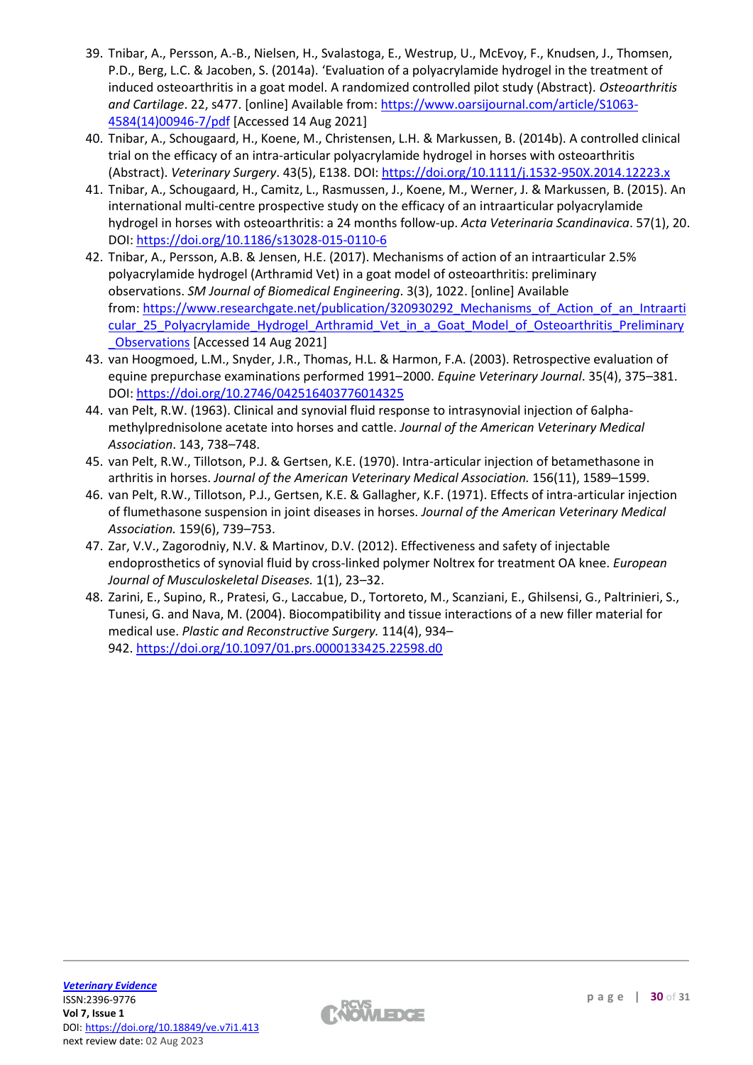39. Tnibar, A., Persson, A.-B., Nielsen, H., Svalastoga, E., Westrup, U., McEvoy, F., Knudsen, J., Thomsen, P.D., Berg, L.C. & Jacoben, S. (2014a). 'Evaluation of a polyacrylamide hydrogel in the treatment of induced osteoarthritis in a goat model. A randomized controlled pilot study (Abstract). *Osteoarthritis and Cartilage*. 22, s477. [online] Available from: https://www.oarsijournal.com/article/S1063-4584(14)00946-7/pdf [Accessed 14 Aug 2021]
40. Tnibar, A., Schougaard, H., Koene, M., Christensen, L.H. & Markussen, B. (2014b). A controlled clinical trial on the efficacy of an intra-articular polyacrylamide hydrogel in horses with osteoarthritis (Abstract). *Veterinary Surgery*. 43(5), E138. DOI: https://doi.org/10.1111/j.1532-950X.2014.12223.x
41. Tnibar, A., Schougaard, H., Camitz, L., Rasmussen, J., Koene, M., Werner, J. & Markussen, B. (2015). An international multi-centre prospective study on the efficacy of an intraarticular polyacrylamide hydrogel in horses with osteoarthritis: a 24 months follow-up. *Acta Veterinaria Scandinavica*. 57(1), 20. DOI: https://doi.org/10.1186/s13028-015-0110-6
42. Tnibar, A., Persson, A.B. & Jensen, H.E. (2017). Mechanisms of action of an intraarticular 2.5% polyacrylamide hydrogel (Arthramid Vet) in a goat model of osteoarthritis: preliminary observations. *SM Journal of Biomedical Engineering*. 3(3), 1022. [online] Available from: https://www.researchgate.net/publication/320930292_Mechanisms_of_Action_of_an_Intraarticular_25_Polyacrylamide_Hydrogel_Arthramid_Vet_in_a_Goat_Model_of_Osteoarthritis_Preliminary_Observations [Accessed 14 Aug 2021]
43. van Hoogmoed, L.M., Snyder, J.R., Thomas, H.L. & Harmon, F.A. (2003). Retrospective evaluation of equine prepurchase examinations performed 1991–2000. *Equine Veterinary Journal*. 35(4), 375–381. DOI: https://doi.org/10.2746/042516403776014325
44. van Pelt, R.W. (1963). Clinical and synovial fluid response to intrasynovial injection of 6alpha-methylprednisolone acetate into horses and cattle. *Journal of the American Veterinary Medical Association*. 143, 738–748.
45. van Pelt, R.W., Tillotson, P.J. & Gertsen, K.E. (1970). Intra-articular injection of betamethasone in arthritis in horses. *Journal of the American Veterinary Medical Association.* 156(11), 1589–1599.
46. van Pelt, R.W., Tillotson, P.J., Gertsen, K.E. & Gallagher, K.F. (1971). Effects of intra-articular injection of flumethasone suspension in joint diseases in horses. *Journal of the American Veterinary Medical Association.* 159(6), 739–753.
47. Zar, V.V., Zagorodniy, N.V. & Martinov, D.V. (2012). Effectiveness and safety of injectable endoprosthetics of synovial fluid by cross-linked polymer Noltrex for treatment OA knee. *European Journal of Musculoskeletal Diseases.* 1(1), 23–32.
48. Zarini, E., Supino, R., Pratesi, G., Laccabue, D., Tortoreto, M., Scanziani, E., Ghilsensi, G., Paltrinieri, S., Tunesi, G. and Nava, M. (2004). Biocompatibility and tissue interactions of a new filler material for medical use. *Plastic and Reconstructive Surgery.* 114(4), 934–942. https://doi.org/10.1097/01.prs.0000133425.22598.d0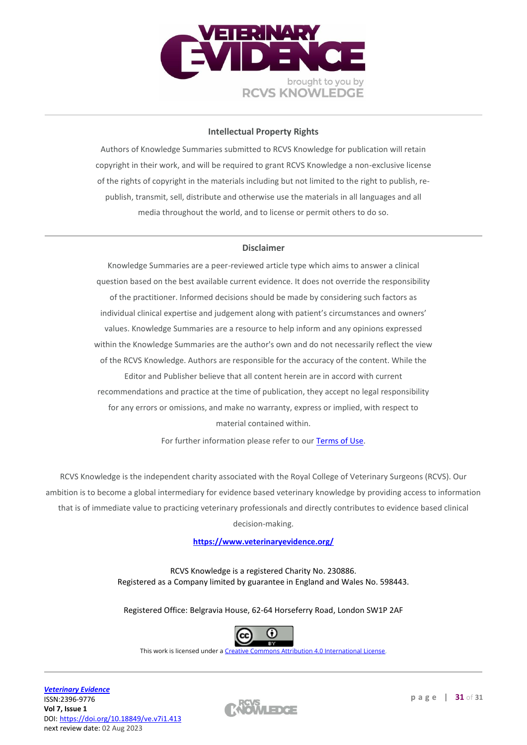## Intellectual Property Rights

Authors of Knowledge Summaries submitted to RCVS Knowledge for publication will retain copyright in their work, and will be required to grant RCVS Knowledge a non-exclusive license of the rights of copyright in the materials including but not limited to the right to publish, re-publish, transmit, sell, distribute and otherwise use the materials in all languages and all media throughout the world, and to license or permit others to do so.

## Disclaimer

Knowledge Summaries are a peer-reviewed article type which aims to answer a clinical question based on the best available current evidence. It does not override the responsibility of the practitioner. Informed decisions should be made by considering such factors as individual clinical expertise and judgement along with patient's circumstances and owners' values. Knowledge Summaries are a resource to help inform and any opinions expressed within the Knowledge Summaries are the author's own and do not necessarily reflect the view of the RCVS Knowledge. Authors are responsible for the accuracy of the content. While the Editor and Publisher believe that all content herein are in accord with current recommendations and practice at the time of publication, they accept no legal responsibility for any errors or omissions, and make no warranty, express or implied, with respect to material contained within.

For further information please refer to our [Terms of Use](#).

RCVS Knowledge is the independent charity associated with the Royal College of Veterinary Surgeons (RCVS). Our ambition is to become a global intermediary for evidence based veterinary knowledge by providing access to information that is of immediate value to practicing veterinary professionals and directly contributes to evidence based clinical decision-making.

**https://www.veterinaryevidence.org/**

RCVS Knowledge is a registered Charity No. 230886.
Registered as a Company limited by guarantee in England and Wales No. 598443.

Registered Office: Belgravia House, 62-64 Horseferry Road, London SW1P 2AF

This work is licensed under a [Creative Commons Attribution 4.0 International License](#).